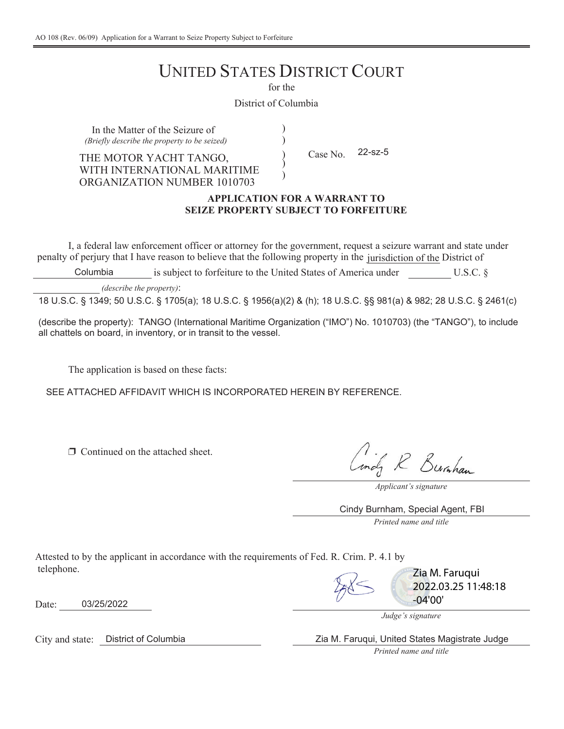AO 108 (Rev. 06/09) Application for a Warrant to Seize Property Subject to Forfeiture

# UNITED STATES DISTRICT COURT

for the

District of Columbia

In the Matter of the Seizure of
*(Briefly describe the property to be seized)*

THE MOTOR YACHT TANGO, WITH INTERNATIONAL MARITIME ORGANIZATION NUMBER 1010703

Case No. 22-sz-5

**APPLICATION FOR A WARRANT TO SEIZE PROPERTY SUBJECT TO FORFEITURE**

I, a federal law enforcement officer or attorney for the government, request a seizure warrant and state under penalty of perjury that I have reason to believe that the following property in the jurisdiction of the District of Columbia is subject to forfeiture to the United States of America under ________ U.S.C. § ________ *(describe the property)*:

18 U.S.C. § 1349; 50 U.S.C. § 1705(a); 18 U.S.C. § 1956(a)(2) & (h); 18 U.S.C. §§ 981(a) & 982; 28 U.S.C. § 2461(c)

(describe the property): TANGO (International Maritime Organization ("IMO") No. 1010703) (the "TANGO"), to include all chattels on board, in inventory, or in transit to the vessel.

The application is based on these facts:

SEE ATTACHED AFFIDAVIT WHICH IS INCORPORATED HEREIN BY REFERENCE.

☐ Continued on the attached sheet.

Cindy R Burnham
*Applicant's signature*

Cindy Burnham, Special Agent, FBI
*Printed name and title*

Attested to by the applicant in accordance with the requirements of Fed. R. Crim. P. 4.1 by telephone.

Date: 03/25/2022

Zia M. Faruqui 2022.03.25 11:48:18 -04'00'
*Judge's signature*

City and state: District of Columbia

Zia M. Faruqui, United States Magistrate Judge
*Printed name and title*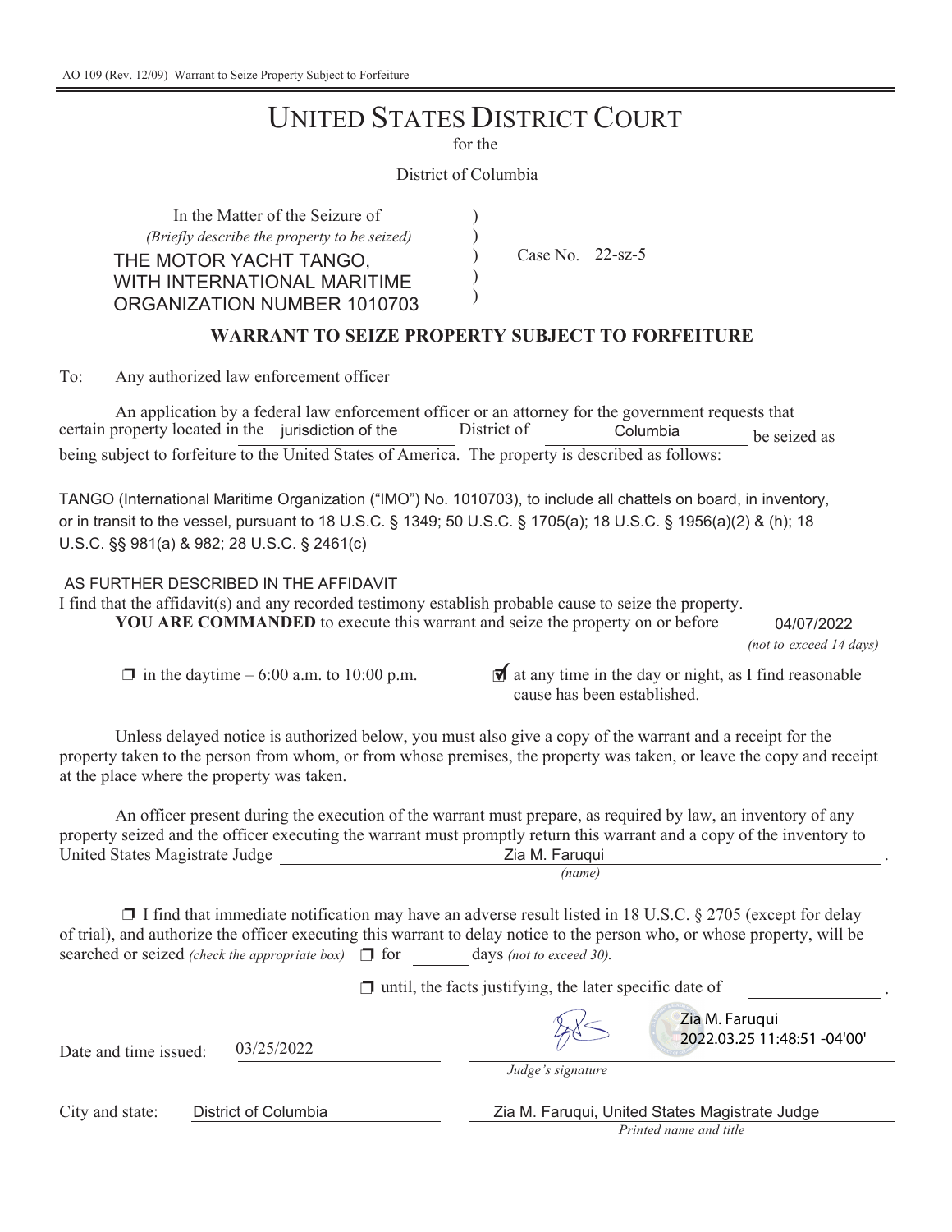AO 109 (Rev. 12/09) Warrant to Seize Property Subject to Forfeiture

# UNITED STATES DISTRICT COURT

for the

District of Columbia

In the Matter of the Seizure of
*(Briefly describe the property to be seized)*
THE MOTOR YACHT TANGO, WITH INTERNATIONAL MARITIME ORGANIZATION NUMBER 1010703

Case No. 22-sz-5

## WARRANT TO SEIZE PROPERTY SUBJECT TO FORFEITURE

To: Any authorized law enforcement officer

An application by a federal law enforcement officer or an attorney for the government requests that certain property located in the jurisdiction of the District of Columbia be seized as being subject to forfeiture to the United States of America. The property is described as follows:

TANGO (International Maritime Organization ("IMO") No. 1010703), to include all chattels on board, in inventory, or in transit to the vessel, pursuant to 18 U.S.C. § 1349; 50 U.S.C. § 1705(a); 18 U.S.C. § 1956(a)(2) & (h); 18 U.S.C. §§ 981(a) & 982; 28 U.S.C. § 2461(c)

AS FURTHER DESCRIBED IN THE AFFIDAVIT

I find that the affidavit(s) and any recorded testimony establish probable cause to seize the property.

**YOU ARE COMMANDED** to execute this warrant and seize the property on or before 04/07/2022 *(not to exceed 14 days)*

☐ in the daytime – 6:00 a.m. to 10:00 p.m.

☑ at any time in the day or night, as I find reasonable cause has been established.

Unless delayed notice is authorized below, you must also give a copy of the warrant and a receipt for the property taken to the person from whom, or from whose premises, the property was taken, or leave the copy and receipt at the place where the property was taken.

An officer present during the execution of the warrant must prepare, as required by law, an inventory of any property seized and the officer executing the warrant must promptly return this warrant and a copy of the inventory to United States Magistrate Judge Zia M. Faruqui.
*(name)*

☐ I find that immediate notification may have an adverse result listed in 18 U.S.C. § 2705 (except for delay of trial), and authorize the officer executing this warrant to delay notice to the person who, or whose property, will be searched or seized *(check the appropriate box)* ☐ for ______ days *(not to exceed 30)*.

☐ until, the facts justifying, the later specific date of ______.

Date and time issued: 03/25/2022

Zia M. Faruqui
2022.03.25 11:48:51 -04'00'
*Judge's signature*

City and state: District of Columbia

Zia M. Faruqui, United States Magistrate Judge
*Printed name and title*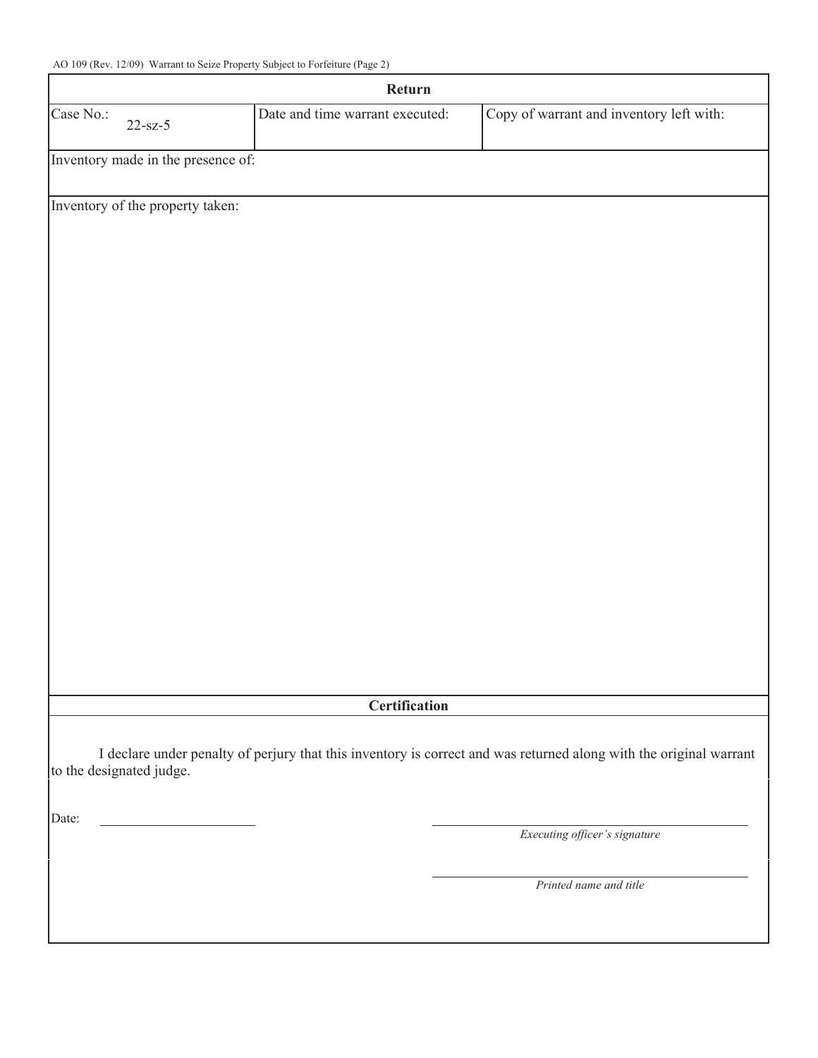AO 109 (Rev. 12/09) Warrant to Seize Property Subject to Forfeiture (Page 2)

## Return

| Case No.: 22-sz-5 | Date and time warrant executed: | Copy of warrant and inventory left with: |
| --- | --- | --- |

Inventory made in the presence of:

Inventory of the property taken:

## Certification

I declare under penalty of perjury that this inventory is correct and was returned along with the original warrant to the designated judge.

Date: ______________________

______________________________
*Executing officer's signature*

______________________________
*Printed name and title*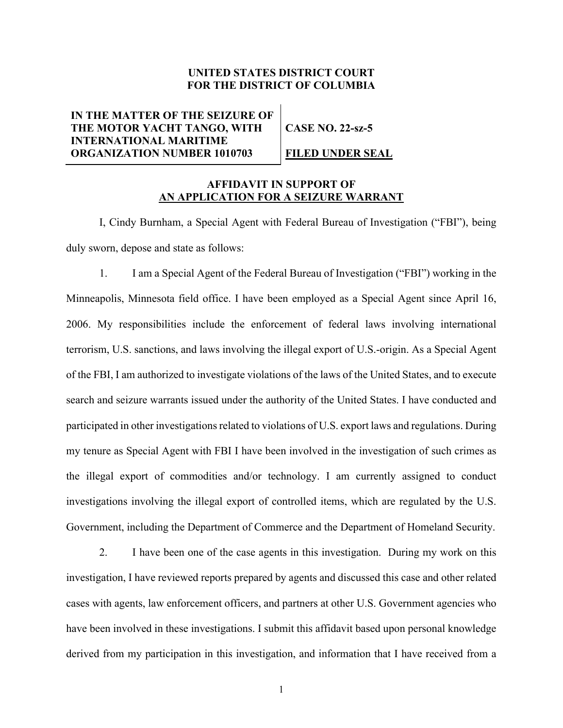**UNITED STATES DISTRICT COURT**
**FOR THE DISTRICT OF COLUMBIA**

| **IN THE MATTER OF THE SEIZURE OF THE MOTOR YACHT TANGO, WITH INTERNATIONAL MARITIME ORGANIZATION NUMBER 1010703** | **CASE NO. 22-sz-5** <br><br> **FILED UNDER SEAL** |
| --- | --- |

**AFFIDAVIT IN SUPPORT OF**
**AN APPLICATION FOR A SEIZURE WARRANT**

I, Cindy Burnham, a Special Agent with Federal Bureau of Investigation ("FBI"), being duly sworn, depose and state as follows:

1. I am a Special Agent of the Federal Bureau of Investigation ("FBI") working in the Minneapolis, Minnesota field office. I have been employed as a Special Agent since April 16, 2006. My responsibilities include the enforcement of federal laws involving international terrorism, U.S. sanctions, and laws involving the illegal export of U.S.-origin. As a Special Agent of the FBI, I am authorized to investigate violations of the laws of the United States, and to execute search and seizure warrants issued under the authority of the United States. I have conducted and participated in other investigations related to violations of U.S. export laws and regulations. During my tenure as Special Agent with FBI I have been involved in the investigation of such crimes as the illegal export of commodities and/or technology. I am currently assigned to conduct investigations involving the illegal export of controlled items, which are regulated by the U.S. Government, including the Department of Commerce and the Department of Homeland Security.

2. I have been one of the case agents in this investigation. During my work on this investigation, I have reviewed reports prepared by agents and discussed this case and other related cases with agents, law enforcement officers, and partners at other U.S. Government agencies who have been involved in these investigations. I submit this affidavit based upon personal knowledge derived from my participation in this investigation, and information that I have received from a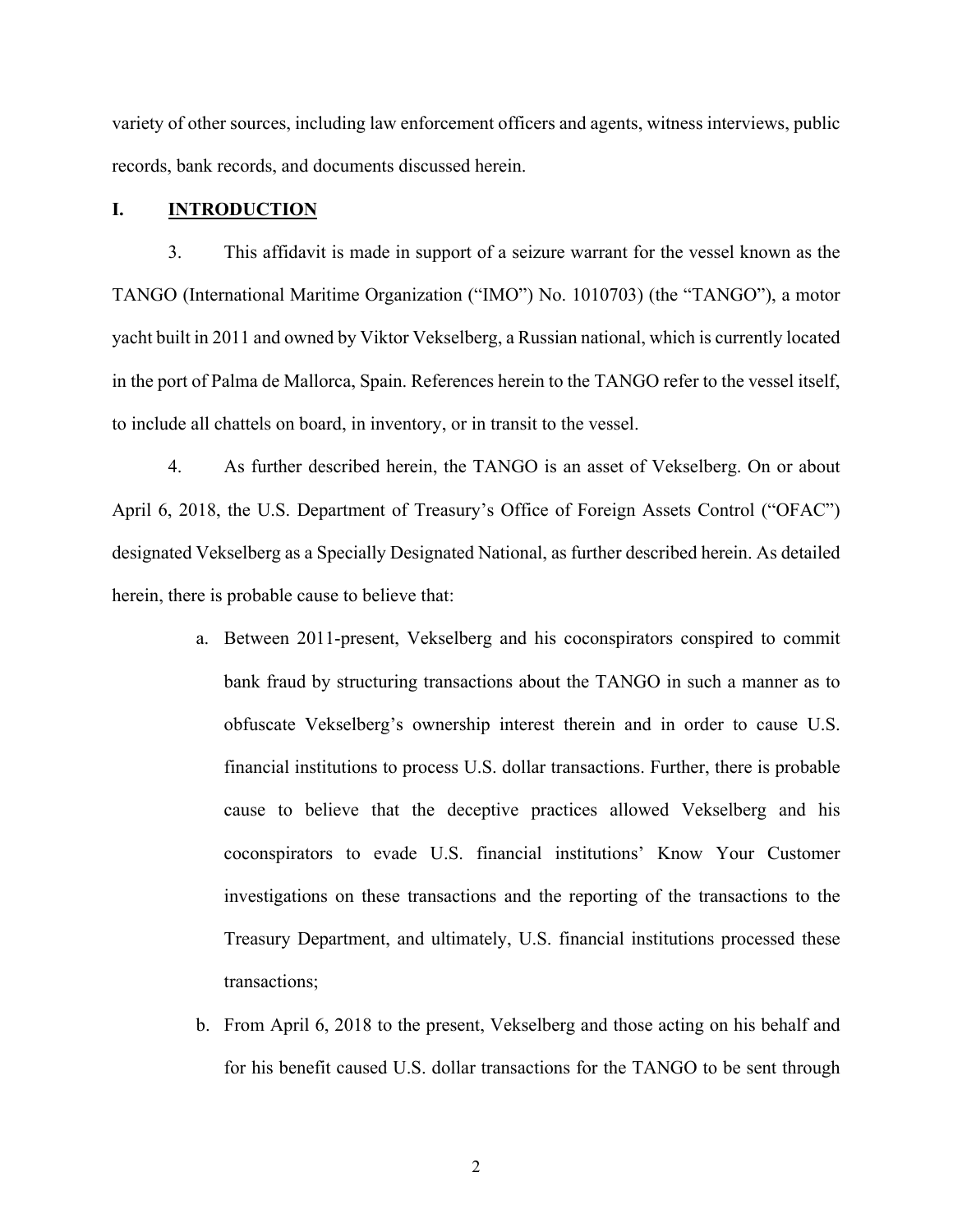variety of other sources, including law enforcement officers and agents, witness interviews, public records, bank records, and documents discussed herein.

## I. INTRODUCTION

3. This affidavit is made in support of a seizure warrant for the vessel known as the TANGO (International Maritime Organization ("IMO") No. 1010703) (the "TANGO"), a motor yacht built in 2011 and owned by Viktor Vekselberg, a Russian national, which is currently located in the port of Palma de Mallorca, Spain. References herein to the TANGO refer to the vessel itself, to include all chattels on board, in inventory, or in transit to the vessel.

4. As further described herein, the TANGO is an asset of Vekselberg. On or about April 6, 2018, the U.S. Department of Treasury's Office of Foreign Assets Control ("OFAC") designated Vekselberg as a Specially Designated National, as further described herein. As detailed herein, there is probable cause to believe that:

a. Between 2011-present, Vekselberg and his coconspirators conspired to commit bank fraud by structuring transactions about the TANGO in such a manner as to obfuscate Vekselberg's ownership interest therein and in order to cause U.S. financial institutions to process U.S. dollar transactions. Further, there is probable cause to believe that the deceptive practices allowed Vekselberg and his coconspirators to evade U.S. financial institutions' Know Your Customer investigations on these transactions and the reporting of the transactions to the Treasury Department, and ultimately, U.S. financial institutions processed these transactions;

b. From April 6, 2018 to the present, Vekselberg and those acting on his behalf and for his benefit caused U.S. dollar transactions for the TANGO to be sent through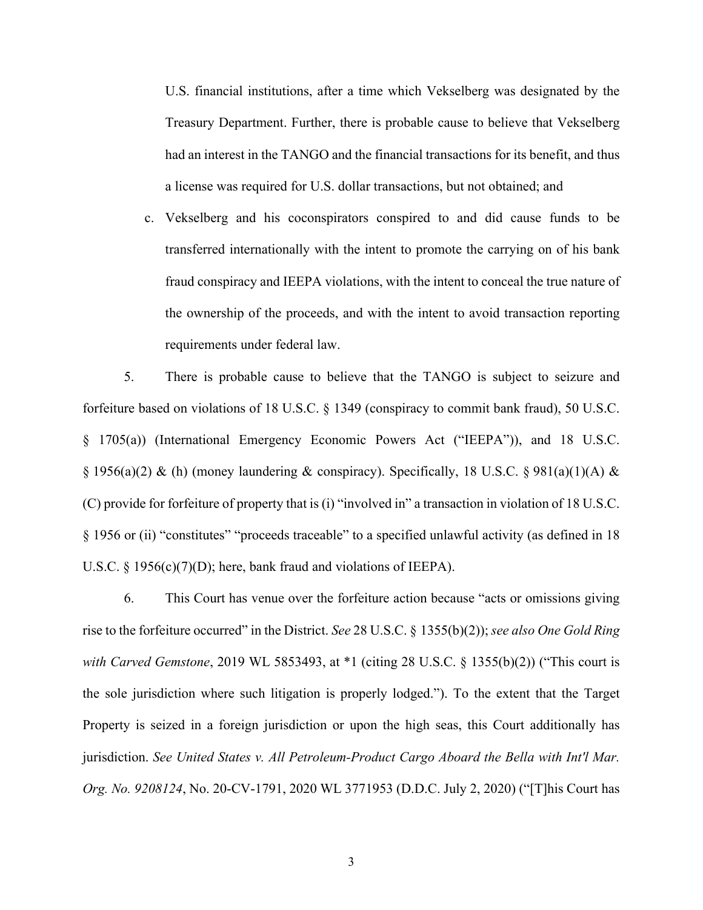U.S. financial institutions, after a time which Vekselberg was designated by the Treasury Department. Further, there is probable cause to believe that Vekselberg had an interest in the TANGO and the financial transactions for its benefit, and thus a license was required for U.S. dollar transactions, but not obtained; and

c. Vekselberg and his coconspirators conspired to and did cause funds to be transferred internationally with the intent to promote the carrying on of his bank fraud conspiracy and IEEPA violations, with the intent to conceal the true nature of the ownership of the proceeds, and with the intent to avoid transaction reporting requirements under federal law.

5. There is probable cause to believe that the TANGO is subject to seizure and forfeiture based on violations of 18 U.S.C. § 1349 (conspiracy to commit bank fraud), 50 U.S.C. § 1705(a)) (International Emergency Economic Powers Act ("IEEPA")), and 18 U.S.C. § 1956(a)(2) & (h) (money laundering & conspiracy). Specifically, 18 U.S.C. § 981(a)(1)(A) & (C) provide for forfeiture of property that is (i) "involved in" a transaction in violation of 18 U.S.C. § 1956 or (ii) "constitutes" "proceeds traceable" to a specified unlawful activity (as defined in 18 U.S.C. § 1956(c)(7)(D); here, bank fraud and violations of IEEPA).

6. This Court has venue over the forfeiture action because "acts or omissions giving rise to the forfeiture occurred" in the District. *See* 28 U.S.C. § 1355(b)(2)); *see also One Gold Ring with Carved Gemstone*, 2019 WL 5853493, at *1 (citing 28 U.S.C. § 1355(b)(2)) ("This court is the sole jurisdiction where such litigation is properly lodged."). To the extent that the Target Property is seized in a foreign jurisdiction or upon the high seas, this Court additionally has jurisdiction. *See United States v. All Petroleum-Product Cargo Aboard the Bella with Int'l Mar. Org. No. 9208124*, No. 20-CV-1791, 2020 WL 3771953 (D.D.C. July 2, 2020) ("[T]his Court has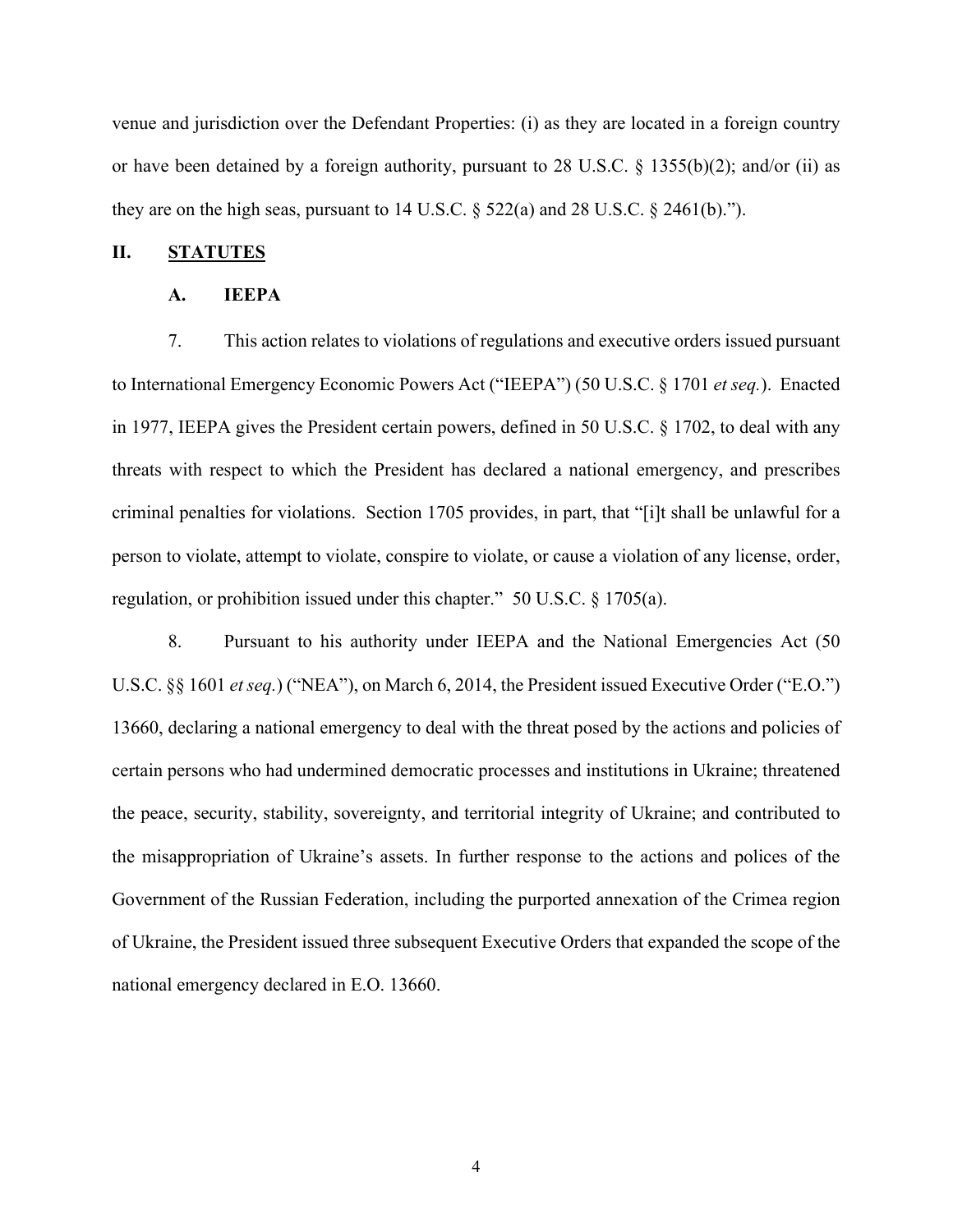venue and jurisdiction over the Defendant Properties: (i) as they are located in a foreign country or have been detained by a foreign authority, pursuant to 28 U.S.C. § 1355(b)(2); and/or (ii) as they are on the high seas, pursuant to 14 U.S.C. § 522(a) and 28 U.S.C. § 2461(b).").

## II. STATUTES

### A. IEEPA

7. This action relates to violations of regulations and executive orders issued pursuant to International Emergency Economic Powers Act ("IEEPA") (50 U.S.C. § 1701 *et seq.*). Enacted in 1977, IEEPA gives the President certain powers, defined in 50 U.S.C. § 1702, to deal with any threats with respect to which the President has declared a national emergency, and prescribes criminal penalties for violations. Section 1705 provides, in part, that "[i]t shall be unlawful for a person to violate, attempt to violate, conspire to violate, or cause a violation of any license, order, regulation, or prohibition issued under this chapter." 50 U.S.C. § 1705(a).

8. Pursuant to his authority under IEEPA and the National Emergencies Act (50 U.S.C. §§ 1601 *et seq.*) ("NEA"), on March 6, 2014, the President issued Executive Order ("E.O.") 13660, declaring a national emergency to deal with the threat posed by the actions and policies of certain persons who had undermined democratic processes and institutions in Ukraine; threatened the peace, security, stability, sovereignty, and territorial integrity of Ukraine; and contributed to the misappropriation of Ukraine's assets. In further response to the actions and polices of the Government of the Russian Federation, including the purported annexation of the Crimea region of Ukraine, the President issued three subsequent Executive Orders that expanded the scope of the national emergency declared in E.O. 13660.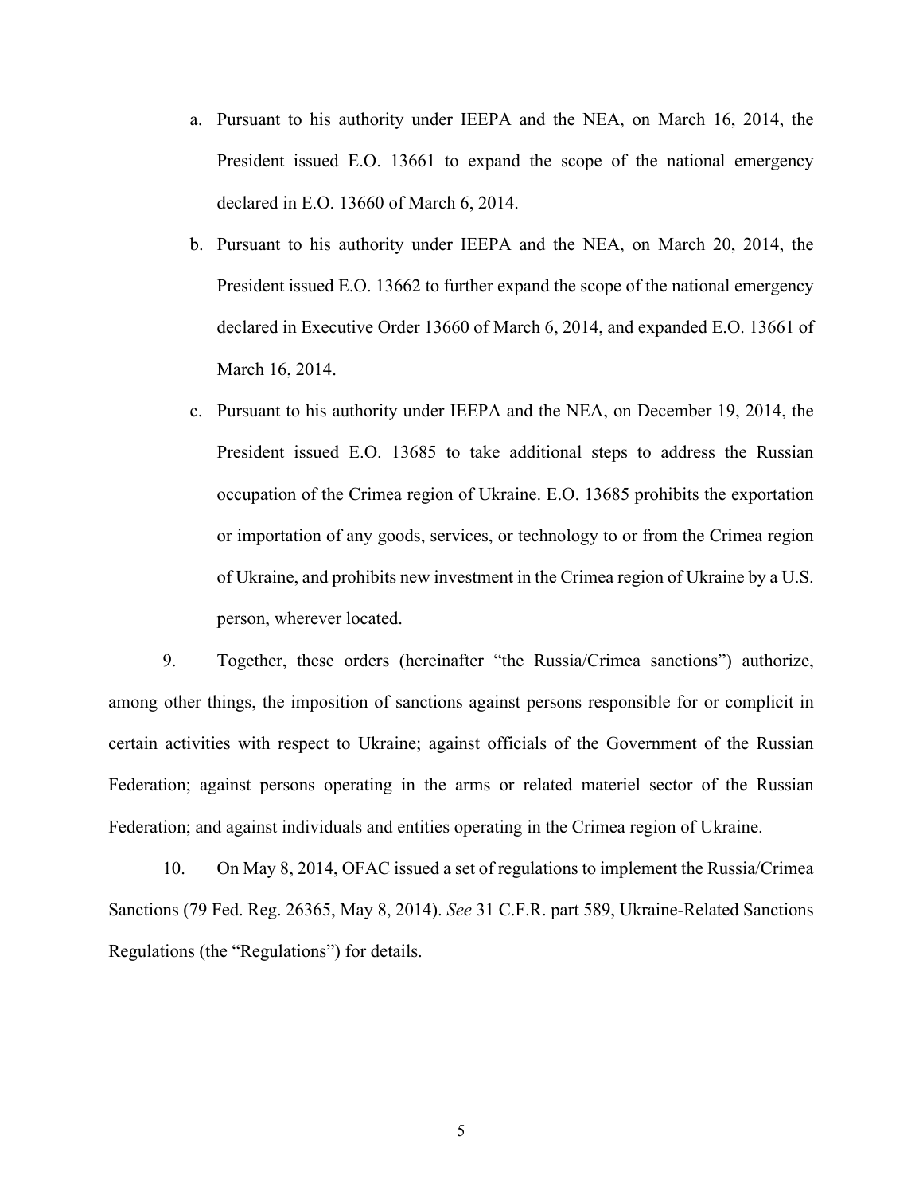a. Pursuant to his authority under IEEPA and the NEA, on March 16, 2014, the President issued E.O. 13661 to expand the scope of the national emergency declared in E.O. 13660 of March 6, 2014.

b. Pursuant to his authority under IEEPA and the NEA, on March 20, 2014, the President issued E.O. 13662 to further expand the scope of the national emergency declared in Executive Order 13660 of March 6, 2014, and expanded E.O. 13661 of March 16, 2014.

c. Pursuant to his authority under IEEPA and the NEA, on December 19, 2014, the President issued E.O. 13685 to take additional steps to address the Russian occupation of the Crimea region of Ukraine. E.O. 13685 prohibits the exportation or importation of any goods, services, or technology to or from the Crimea region of Ukraine, and prohibits new investment in the Crimea region of Ukraine by a U.S. person, wherever located.

9. Together, these orders (hereinafter "the Russia/Crimea sanctions") authorize, among other things, the imposition of sanctions against persons responsible for or complicit in certain activities with respect to Ukraine; against officials of the Government of the Russian Federation; against persons operating in the arms or related materiel sector of the Russian Federation; and against individuals and entities operating in the Crimea region of Ukraine.

10. On May 8, 2014, OFAC issued a set of regulations to implement the Russia/Crimea Sanctions (79 Fed. Reg. 26365, May 8, 2014). *See* 31 C.F.R. part 589, Ukraine-Related Sanctions Regulations (the "Regulations") for details.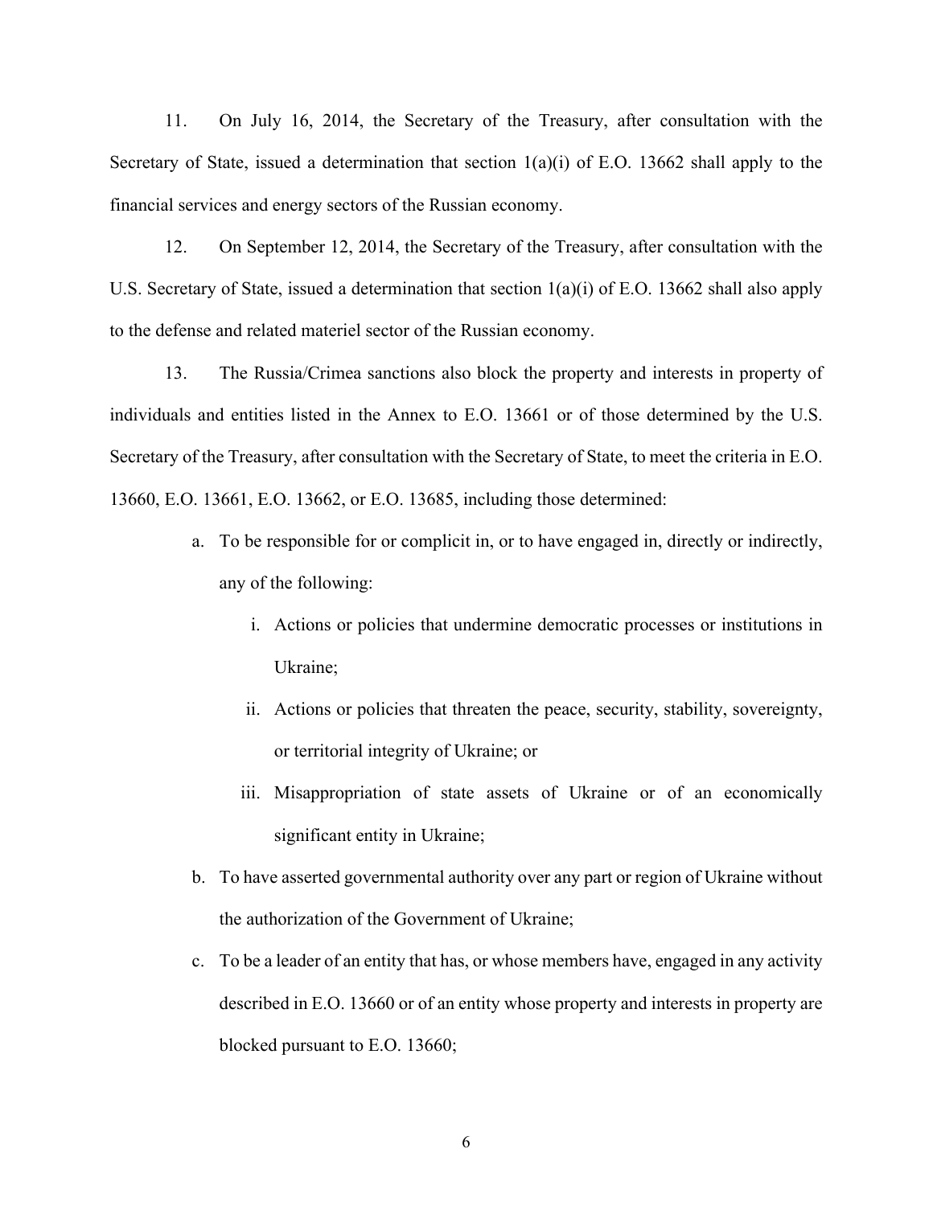11. On July 16, 2014, the Secretary of the Treasury, after consultation with the Secretary of State, issued a determination that section 1(a)(i) of E.O. 13662 shall apply to the financial services and energy sectors of the Russian economy.

12. On September 12, 2014, the Secretary of the Treasury, after consultation with the U.S. Secretary of State, issued a determination that section 1(a)(i) of E.O. 13662 shall also apply to the defense and related materiel sector of the Russian economy.

13. The Russia/Crimea sanctions also block the property and interests in property of individuals and entities listed in the Annex to E.O. 13661 or of those determined by the U.S. Secretary of the Treasury, after consultation with the Secretary of State, to meet the criteria in E.O. 13660, E.O. 13661, E.O. 13662, or E.O. 13685, including those determined:

a. To be responsible for or complicit in, or to have engaged in, directly or indirectly, any of the following:

   i. Actions or policies that undermine democratic processes or institutions in Ukraine;

   ii. Actions or policies that threaten the peace, security, stability, sovereignty, or territorial integrity of Ukraine; or

   iii. Misappropriation of state assets of Ukraine or of an economically significant entity in Ukraine;

b. To have asserted governmental authority over any part or region of Ukraine without the authorization of the Government of Ukraine;

c. To be a leader of an entity that has, or whose members have, engaged in any activity described in E.O. 13660 or of an entity whose property and interests in property are blocked pursuant to E.O. 13660;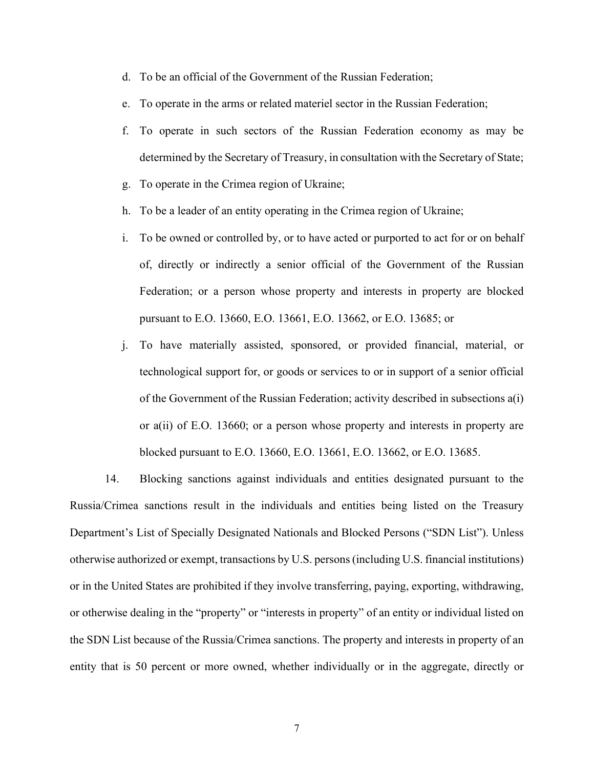d. To be an official of the Government of the Russian Federation;

e. To operate in the arms or related materiel sector in the Russian Federation;

f. To operate in such sectors of the Russian Federation economy as may be determined by the Secretary of Treasury, in consultation with the Secretary of State;

g. To operate in the Crimea region of Ukraine;

h. To be a leader of an entity operating in the Crimea region of Ukraine;

i. To be owned or controlled by, or to have acted or purported to act for or on behalf of, directly or indirectly a senior official of the Government of the Russian Federation; or a person whose property and interests in property are blocked pursuant to E.O. 13660, E.O. 13661, E.O. 13662, or E.O. 13685; or

j. To have materially assisted, sponsored, or provided financial, material, or technological support for, or goods or services to or in support of a senior official of the Government of the Russian Federation; activity described in subsections a(i) or a(ii) of E.O. 13660; or a person whose property and interests in property are blocked pursuant to E.O. 13660, E.O. 13661, E.O. 13662, or E.O. 13685.

14. Blocking sanctions against individuals and entities designated pursuant to the Russia/Crimea sanctions result in the individuals and entities being listed on the Treasury Department's List of Specially Designated Nationals and Blocked Persons ("SDN List"). Unless otherwise authorized or exempt, transactions by U.S. persons (including U.S. financial institutions) or in the United States are prohibited if they involve transferring, paying, exporting, withdrawing, or otherwise dealing in the "property" or "interests in property" of an entity or individual listed on the SDN List because of the Russia/Crimea sanctions. The property and interests in property of an entity that is 50 percent or more owned, whether individually or in the aggregate, directly or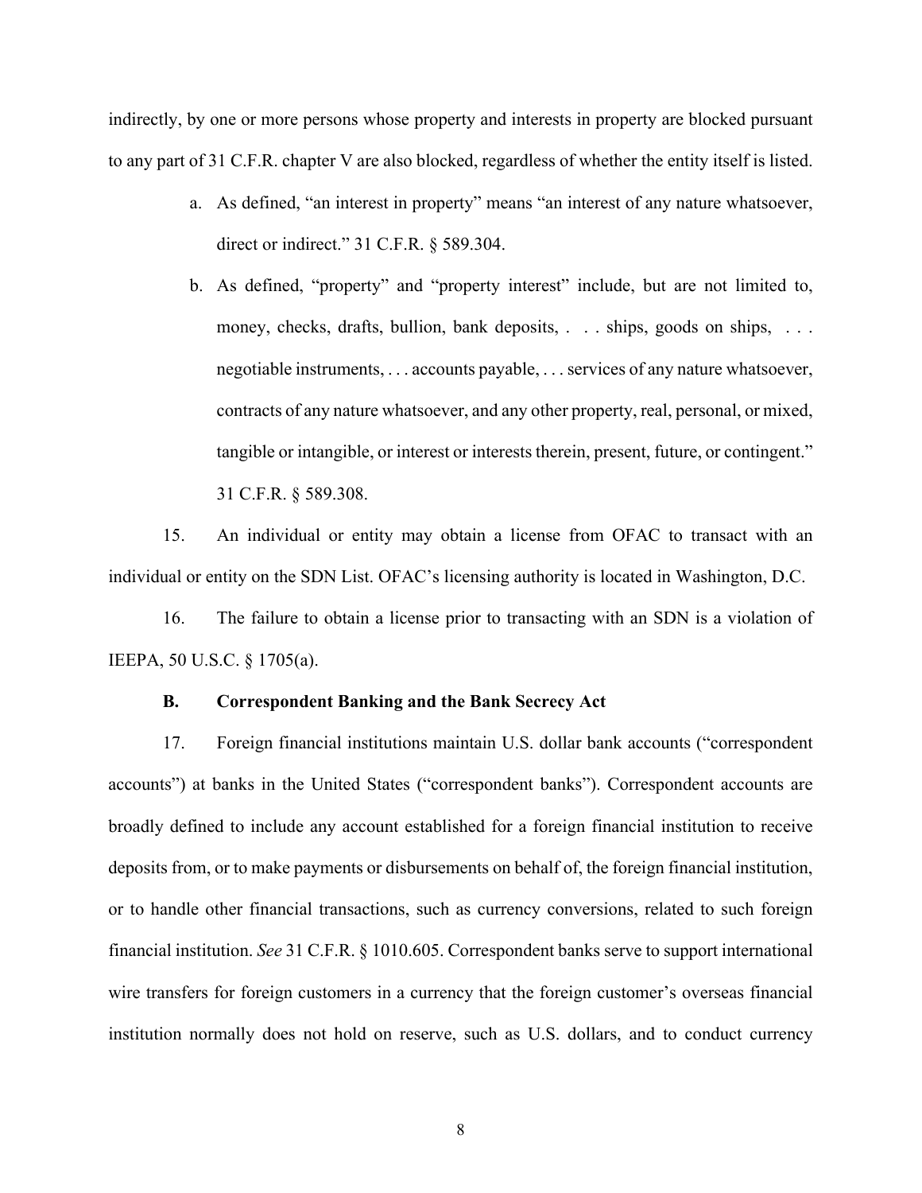indirectly, by one or more persons whose property and interests in property are blocked pursuant to any part of 31 C.F.R. chapter V are also blocked, regardless of whether the entity itself is listed.

a. As defined, "an interest in property" means "an interest of any nature whatsoever, direct or indirect." 31 C.F.R. § 589.304.

b. As defined, "property" and "property interest" include, but are not limited to, money, checks, drafts, bullion, bank deposits, . . . ships, goods on ships, . . . negotiable instruments, . . . accounts payable, . . . services of any nature whatsoever, contracts of any nature whatsoever, and any other property, real, personal, or mixed, tangible or intangible, or interest or interests therein, present, future, or contingent." 31 C.F.R. § 589.308.

15. An individual or entity may obtain a license from OFAC to transact with an individual or entity on the SDN List. OFAC's licensing authority is located in Washington, D.C.

16. The failure to obtain a license prior to transacting with an SDN is a violation of IEEPA, 50 U.S.C. § 1705(a).

### B. Correspondent Banking and the Bank Secrecy Act

17. Foreign financial institutions maintain U.S. dollar bank accounts ("correspondent accounts") at banks in the United States ("correspondent banks"). Correspondent accounts are broadly defined to include any account established for a foreign financial institution to receive deposits from, or to make payments or disbursements on behalf of, the foreign financial institution, or to handle other financial transactions, such as currency conversions, related to such foreign financial institution. *See* 31 C.F.R. § 1010.605. Correspondent banks serve to support international wire transfers for foreign customers in a currency that the foreign customer's overseas financial institution normally does not hold on reserve, such as U.S. dollars, and to conduct currency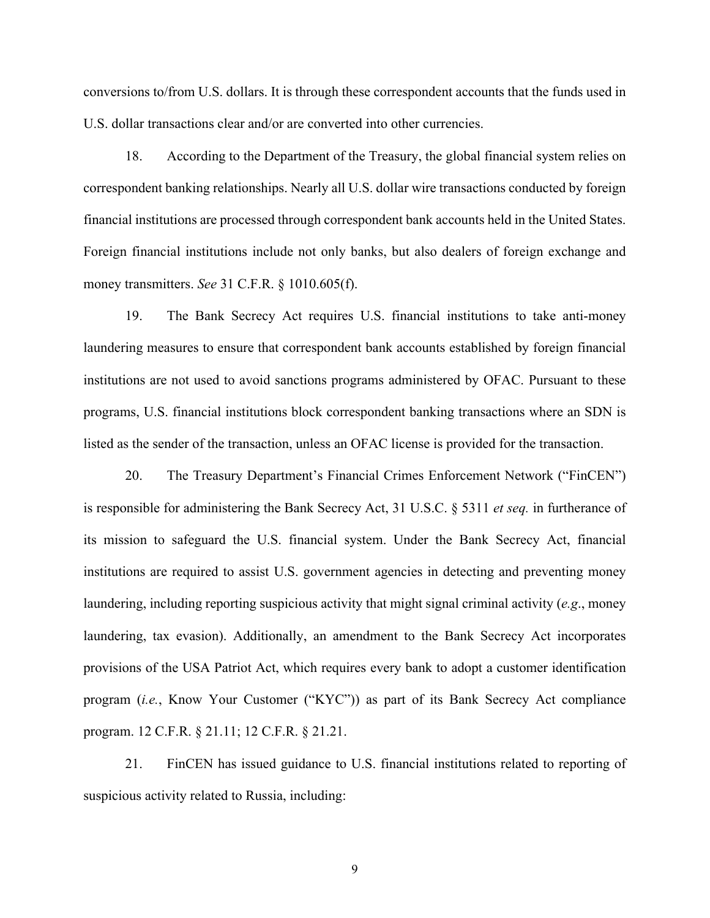conversions to/from U.S. dollars. It is through these correspondent accounts that the funds used in U.S. dollar transactions clear and/or are converted into other currencies.

18. According to the Department of the Treasury, the global financial system relies on correspondent banking relationships. Nearly all U.S. dollar wire transactions conducted by foreign financial institutions are processed through correspondent bank accounts held in the United States. Foreign financial institutions include not only banks, but also dealers of foreign exchange and money transmitters. *See* 31 C.F.R. § 1010.605(f).

19. The Bank Secrecy Act requires U.S. financial institutions to take anti-money laundering measures to ensure that correspondent bank accounts established by foreign financial institutions are not used to avoid sanctions programs administered by OFAC. Pursuant to these programs, U.S. financial institutions block correspondent banking transactions where an SDN is listed as the sender of the transaction, unless an OFAC license is provided for the transaction.

20. The Treasury Department's Financial Crimes Enforcement Network ("FinCEN") is responsible for administering the Bank Secrecy Act, 31 U.S.C. § 5311 *et seq.* in furtherance of its mission to safeguard the U.S. financial system. Under the Bank Secrecy Act, financial institutions are required to assist U.S. government agencies in detecting and preventing money laundering, including reporting suspicious activity that might signal criminal activity (*e.g*., money laundering, tax evasion). Additionally, an amendment to the Bank Secrecy Act incorporates provisions of the USA Patriot Act, which requires every bank to adopt a customer identification program (*i.e.*, Know Your Customer ("KYC")) as part of its Bank Secrecy Act compliance program. 12 C.F.R. § 21.11; 12 C.F.R. § 21.21.

21. FinCEN has issued guidance to U.S. financial institutions related to reporting of suspicious activity related to Russia, including: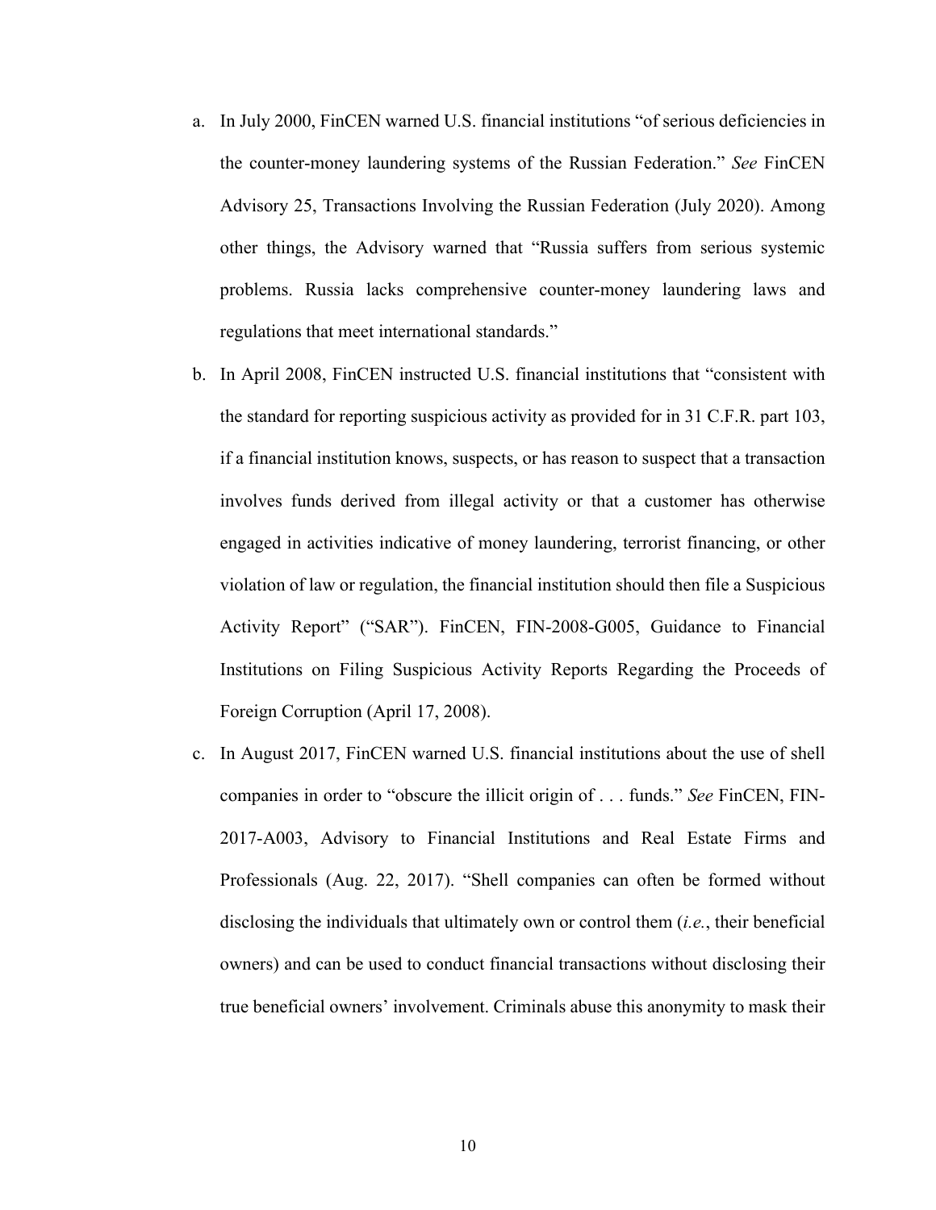a. In July 2000, FinCEN warned U.S. financial institutions "of serious deficiencies in the counter-money laundering systems of the Russian Federation." *See* FinCEN Advisory 25, Transactions Involving the Russian Federation (July 2020). Among other things, the Advisory warned that "Russia suffers from serious systemic problems. Russia lacks comprehensive counter-money laundering laws and regulations that meet international standards."

b. In April 2008, FinCEN instructed U.S. financial institutions that "consistent with the standard for reporting suspicious activity as provided for in 31 C.F.R. part 103, if a financial institution knows, suspects, or has reason to suspect that a transaction involves funds derived from illegal activity or that a customer has otherwise engaged in activities indicative of money laundering, terrorist financing, or other violation of law or regulation, the financial institution should then file a Suspicious Activity Report" ("SAR"). FinCEN, FIN-2008-G005, Guidance to Financial Institutions on Filing Suspicious Activity Reports Regarding the Proceeds of Foreign Corruption (April 17, 2008).

c. In August 2017, FinCEN warned U.S. financial institutions about the use of shell companies in order to "obscure the illicit origin of . . . funds." *See* FinCEN, FIN-2017-A003, Advisory to Financial Institutions and Real Estate Firms and Professionals (Aug. 22, 2017). "Shell companies can often be formed without disclosing the individuals that ultimately own or control them (*i.e.*, their beneficial owners) and can be used to conduct financial transactions without disclosing their true beneficial owners' involvement. Criminals abuse this anonymity to mask their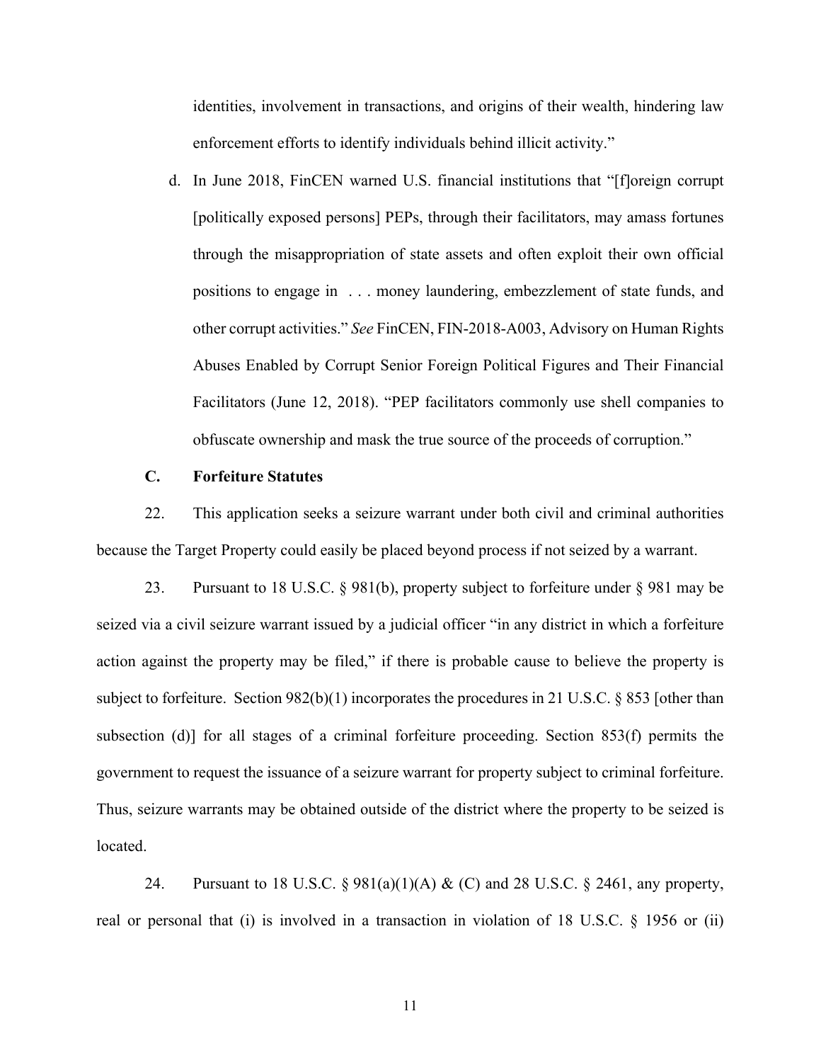identities, involvement in transactions, and origins of their wealth, hindering law enforcement efforts to identify individuals behind illicit activity."

d. In June 2018, FinCEN warned U.S. financial institutions that "[f]oreign corrupt [politically exposed persons] PEPs, through their facilitators, may amass fortunes through the misappropriation of state assets and often exploit their own official positions to engage in . . . money laundering, embezzlement of state funds, and other corrupt activities." *See* FinCEN, FIN-2018-A003, Advisory on Human Rights Abuses Enabled by Corrupt Senior Foreign Political Figures and Their Financial Facilitators (June 12, 2018). "PEP facilitators commonly use shell companies to obfuscate ownership and mask the true source of the proceeds of corruption."

### C. Forfeiture Statutes

22. This application seeks a seizure warrant under both civil and criminal authorities because the Target Property could easily be placed beyond process if not seized by a warrant.

23. Pursuant to 18 U.S.C. § 981(b), property subject to forfeiture under § 981 may be seized via a civil seizure warrant issued by a judicial officer "in any district in which a forfeiture action against the property may be filed," if there is probable cause to believe the property is subject to forfeiture. Section 982(b)(1) incorporates the procedures in 21 U.S.C. § 853 [other than subsection (d)] for all stages of a criminal forfeiture proceeding. Section 853(f) permits the government to request the issuance of a seizure warrant for property subject to criminal forfeiture. Thus, seizure warrants may be obtained outside of the district where the property to be seized is located.

24. Pursuant to 18 U.S.C. § 981(a)(1)(A) & (C) and 28 U.S.C. § 2461, any property, real or personal that (i) is involved in a transaction in violation of 18 U.S.C. § 1956 or (ii)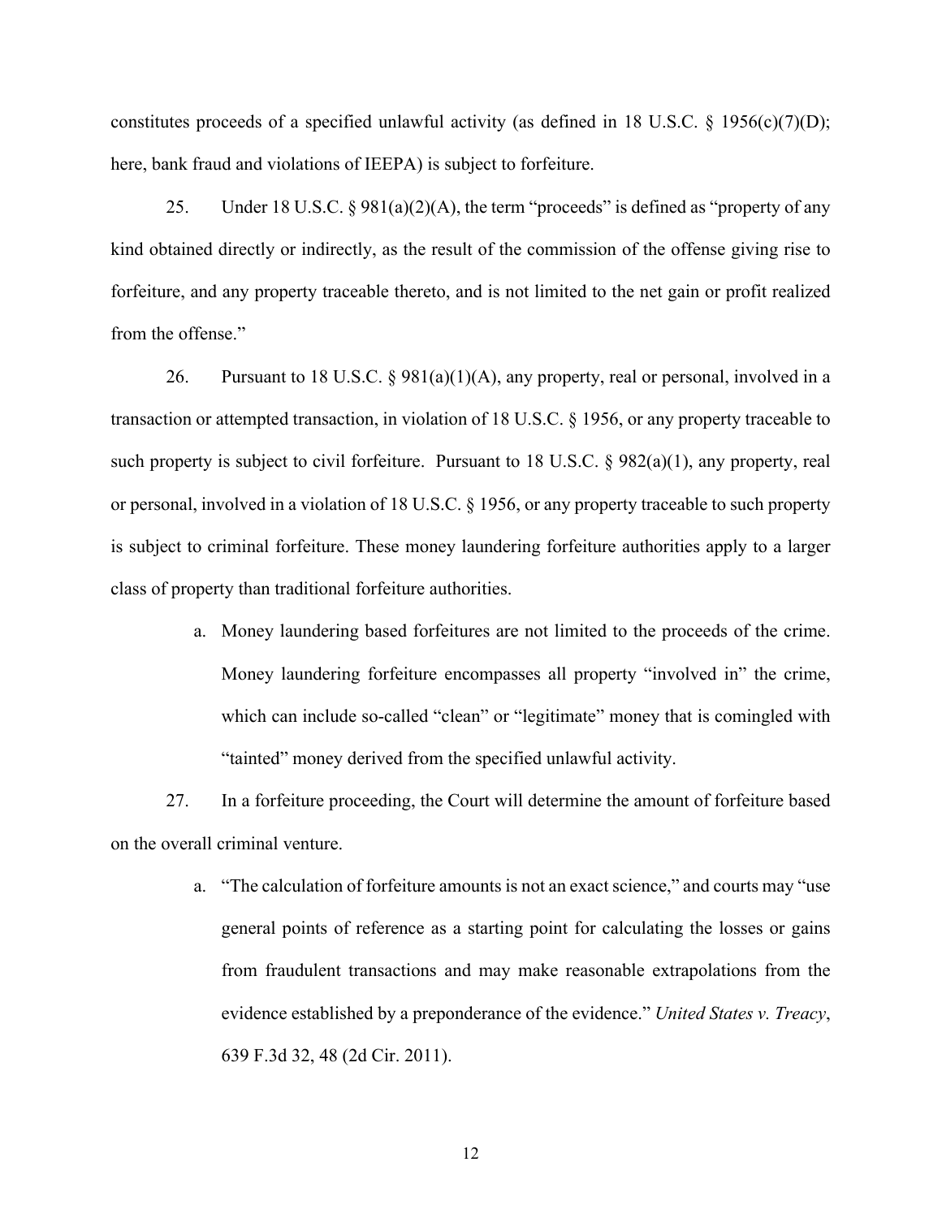constitutes proceeds of a specified unlawful activity (as defined in 18 U.S.C. § 1956(c)(7)(D); here, bank fraud and violations of IEEPA) is subject to forfeiture.

25. Under 18 U.S.C. § 981(a)(2)(A), the term "proceeds" is defined as "property of any kind obtained directly or indirectly, as the result of the commission of the offense giving rise to forfeiture, and any property traceable thereto, and is not limited to the net gain or profit realized from the offense."

26. Pursuant to 18 U.S.C. § 981(a)(1)(A), any property, real or personal, involved in a transaction or attempted transaction, in violation of 18 U.S.C. § 1956, or any property traceable to such property is subject to civil forfeiture. Pursuant to 18 U.S.C. § 982(a)(1), any property, real or personal, involved in a violation of 18 U.S.C. § 1956, or any property traceable to such property is subject to criminal forfeiture. These money laundering forfeiture authorities apply to a larger class of property than traditional forfeiture authorities.

   a. Money laundering based forfeitures are not limited to the proceeds of the crime. Money laundering forfeiture encompasses all property "involved in" the crime, which can include so-called "clean" or "legitimate" money that is comingled with "tainted" money derived from the specified unlawful activity.

27. In a forfeiture proceeding, the Court will determine the amount of forfeiture based on the overall criminal venture.

   a. "The calculation of forfeiture amounts is not an exact science," and courts may "use general points of reference as a starting point for calculating the losses or gains from fraudulent transactions and may make reasonable extrapolations from the evidence established by a preponderance of the evidence." *United States v. Treacy*, 639 F.3d 32, 48 (2d Cir. 2011).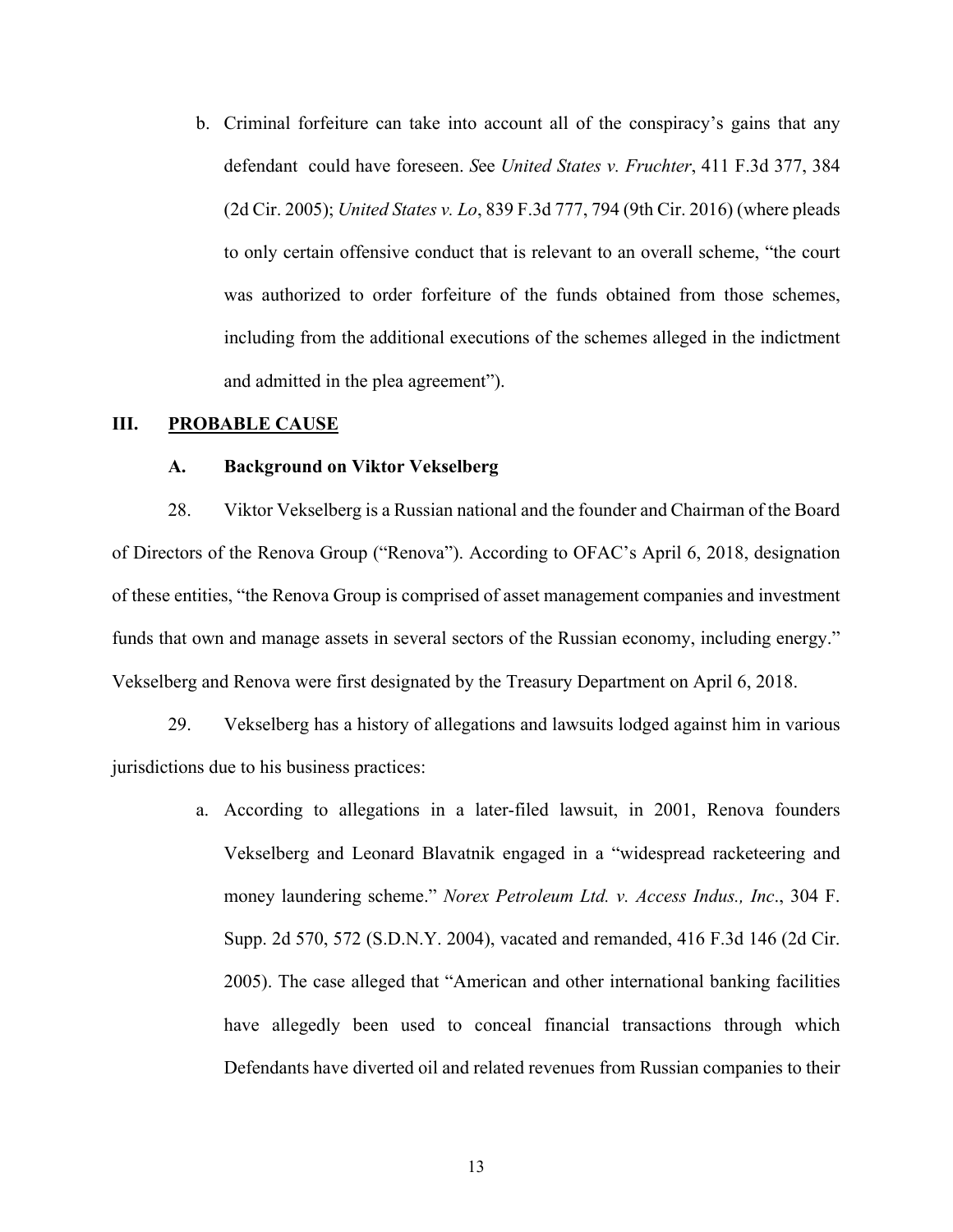b. Criminal forfeiture can take into account all of the conspiracy's gains that any defendant could have foreseen. *See United States v. Fruchter*, 411 F.3d 377, 384 (2d Cir. 2005); *United States v. Lo*, 839 F.3d 777, 794 (9th Cir. 2016) (where pleads to only certain offensive conduct that is relevant to an overall scheme, "the court was authorized to order forfeiture of the funds obtained from those schemes, including from the additional executions of the schemes alleged in the indictment and admitted in the plea agreement").

## III. PROBABLE CAUSE

### A. Background on Viktor Vekselberg

28. Viktor Vekselberg is a Russian national and the founder and Chairman of the Board of Directors of the Renova Group ("Renova"). According to OFAC's April 6, 2018, designation of these entities, "the Renova Group is comprised of asset management companies and investment funds that own and manage assets in several sectors of the Russian economy, including energy." Vekselberg and Renova were first designated by the Treasury Department on April 6, 2018.

29. Vekselberg has a history of allegations and lawsuits lodged against him in various jurisdictions due to his business practices:

a. According to allegations in a later-filed lawsuit, in 2001, Renova founders Vekselberg and Leonard Blavatnik engaged in a "widespread racketeering and money laundering scheme." *Norex Petroleum Ltd. v. Access Indus., Inc.*, 304 F. Supp. 2d 570, 572 (S.D.N.Y. 2004), vacated and remanded, 416 F.3d 146 (2d Cir. 2005). The case alleged that "American and other international banking facilities have allegedly been used to conceal financial transactions through which Defendants have diverted oil and related revenues from Russian companies to their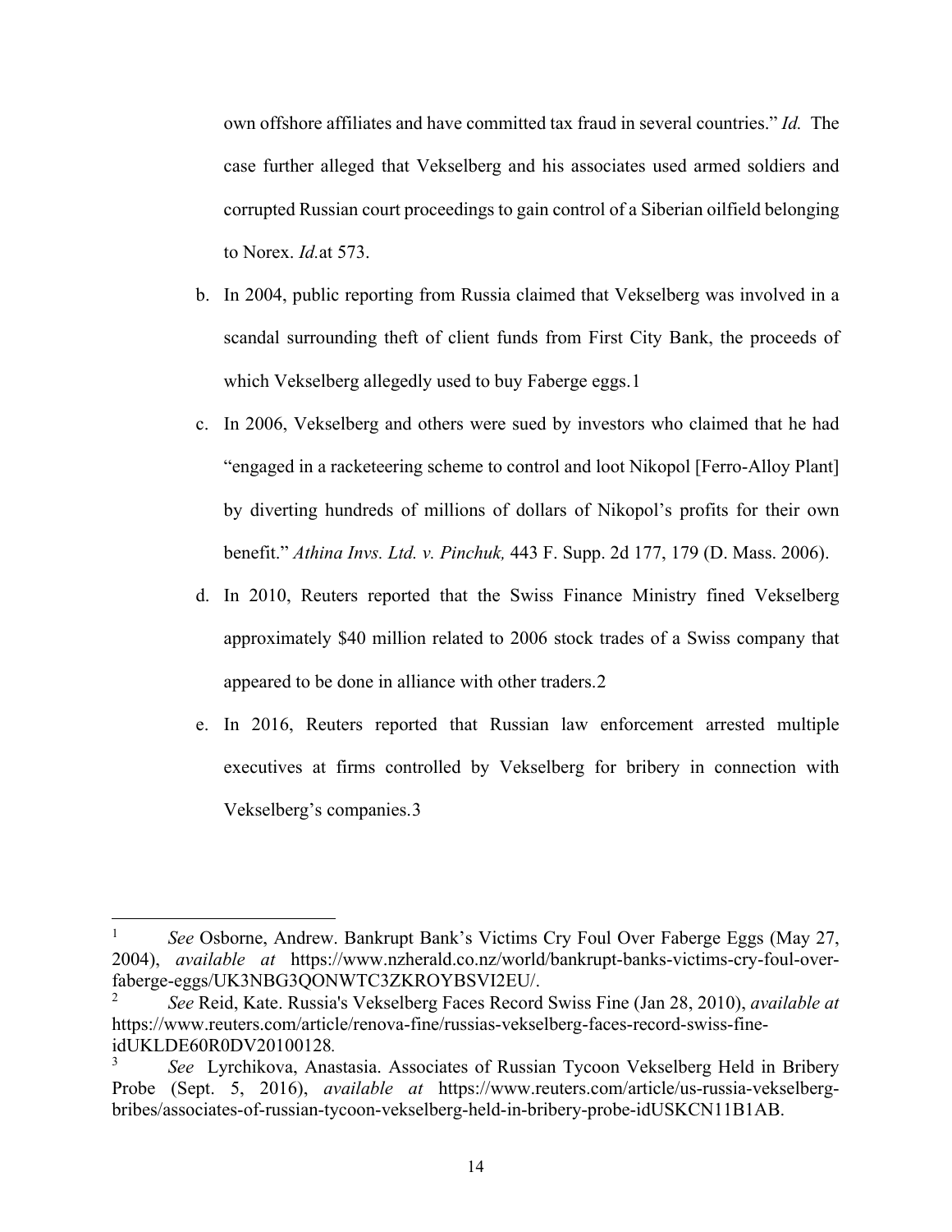own offshore affiliates and have committed tax fraud in several countries." *Id.* The case further alleged that Vekselberg and his associates used armed soldiers and corrupted Russian court proceedings to gain control of a Siberian oilfield belonging to Norex. *Id.*at 573.

b. In 2004, public reporting from Russia claimed that Vekselberg was involved in a scandal surrounding theft of client funds from First City Bank, the proceeds of which Vekselberg allegedly used to buy Faberge eggs.[1]

c. In 2006, Vekselberg and others were sued by investors who claimed that he had "engaged in a racketeering scheme to control and loot Nikopol [Ferro-Alloy Plant] by diverting hundreds of millions of dollars of Nikopol's profits for their own benefit." *Athina Invs. Ltd. v. Pinchuk,* 443 F. Supp. 2d 177, 179 (D. Mass. 2006).

d. In 2010, Reuters reported that the Swiss Finance Ministry fined Vekselberg approximately $40 million related to 2006 stock trades of a Swiss company that appeared to be done in alliance with other traders.[2]

e. In 2016, Reuters reported that Russian law enforcement arrested multiple executives at firms controlled by Vekselberg for bribery in connection with Vekselberg's companies.[3]

---

[1] *See* Osborne, Andrew. Bankrupt Bank's Victims Cry Foul Over Faberge Eggs (May 27, 2004), *available at* https://www.nzherald.co.nz/world/bankrupt-banks-victims-cry-foul-over-faberge-eggs/UK3NBG3QONWTC3ZKROYBSVI2EU/.

[2] *See* Reid, Kate. Russia's Vekselberg Faces Record Swiss Fine (Jan 28, 2010), *available at* https://www.reuters.com/article/renova-fine/russias-vekselberg-faces-record-swiss-fine-idUKLDE60R0DV20100128.

[3] *See* Lyrchikova, Anastasia. Associates of Russian Tycoon Vekselberg Held in Bribery Probe (Sept. 5, 2016), *available at* https://www.reuters.com/article/us-russia-vekselberg-bribes/associates-of-russian-tycoon-vekselberg-held-in-bribery-probe-idUSKCN11B1AB.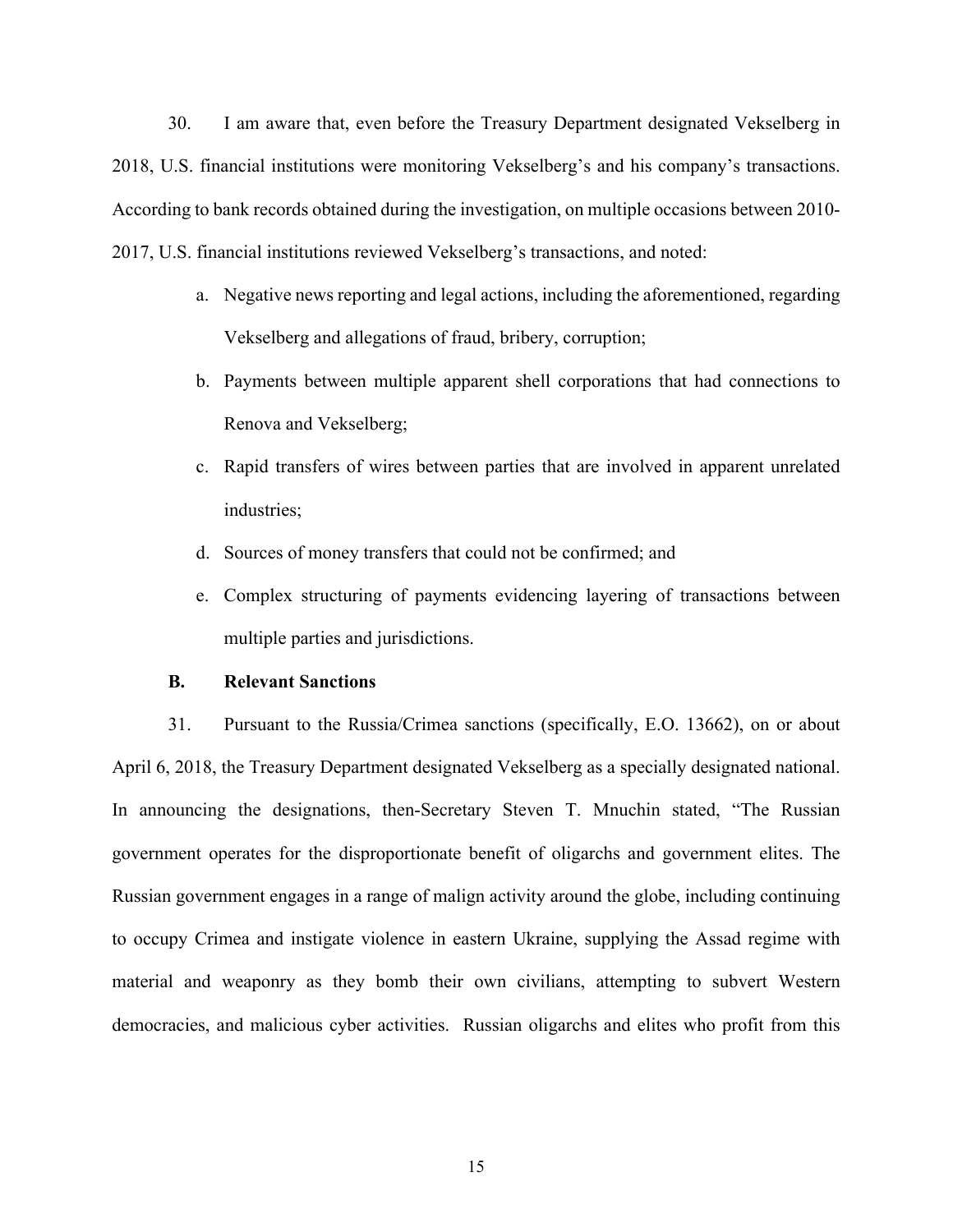30. I am aware that, even before the Treasury Department designated Vekselberg in 2018, U.S. financial institutions were monitoring Vekselberg's and his company's transactions. According to bank records obtained during the investigation, on multiple occasions between 2010-2017, U.S. financial institutions reviewed Vekselberg's transactions, and noted:

a. Negative news reporting and legal actions, including the aforementioned, regarding Vekselberg and allegations of fraud, bribery, corruption;

b. Payments between multiple apparent shell corporations that had connections to Renova and Vekselberg;

c. Rapid transfers of wires between parties that are involved in apparent unrelated industries;

d. Sources of money transfers that could not be confirmed; and

e. Complex structuring of payments evidencing layering of transactions between multiple parties and jurisdictions.

### B. Relevant Sanctions

31. Pursuant to the Russia/Crimea sanctions (specifically, E.O. 13662), on or about April 6, 2018, the Treasury Department designated Vekselberg as a specially designated national. In announcing the designations, then-Secretary Steven T. Mnuchin stated, "The Russian government operates for the disproportionate benefit of oligarchs and government elites. The Russian government engages in a range of malign activity around the globe, including continuing to occupy Crimea and instigate violence in eastern Ukraine, supplying the Assad regime with material and weaponry as they bomb their own civilians, attempting to subvert Western democracies, and malicious cyber activities. Russian oligarchs and elites who profit from this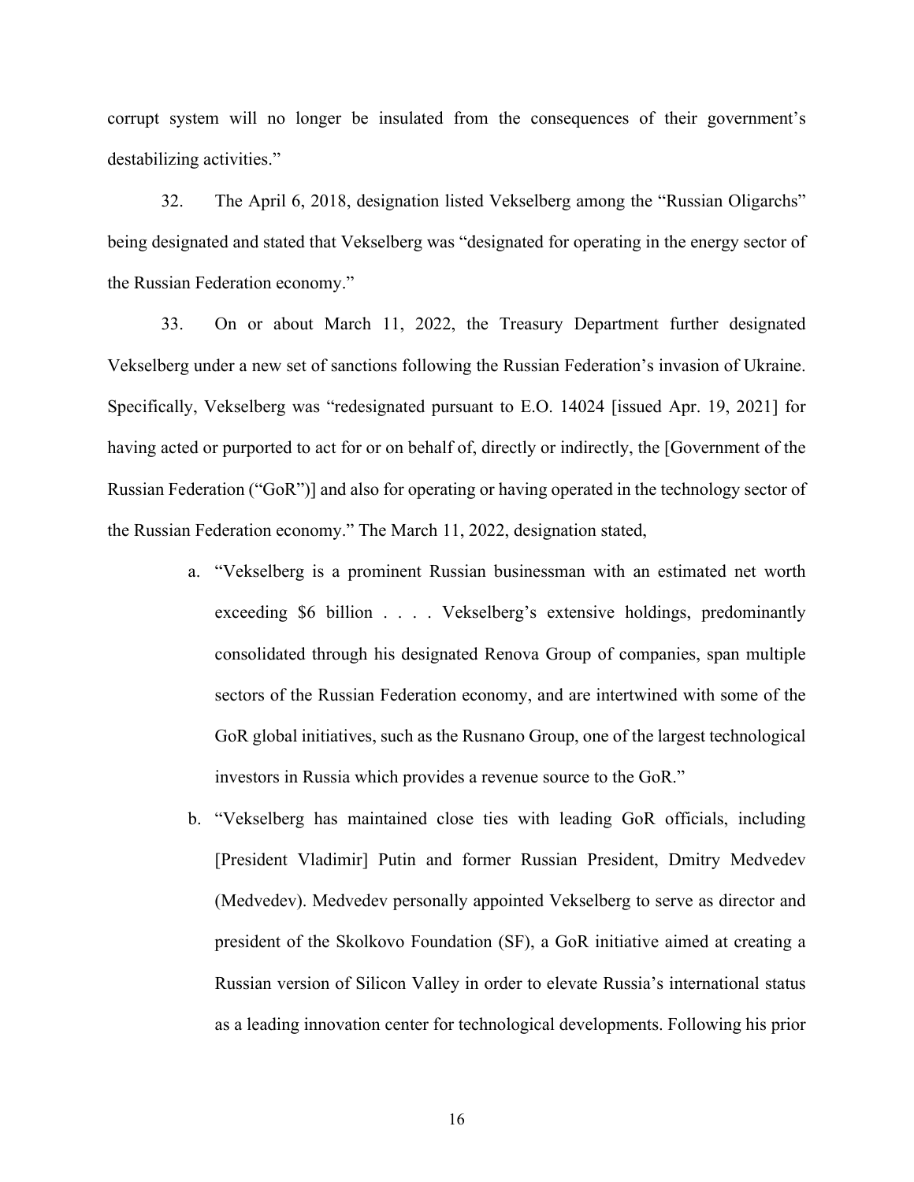corrupt system will no longer be insulated from the consequences of their government's destabilizing activities."

32. The April 6, 2018, designation listed Vekselberg among the "Russian Oligarchs" being designated and stated that Vekselberg was "designated for operating in the energy sector of the Russian Federation economy."

33. On or about March 11, 2022, the Treasury Department further designated Vekselberg under a new set of sanctions following the Russian Federation's invasion of Ukraine. Specifically, Vekselberg was "redesignated pursuant to E.O. 14024 [issued Apr. 19, 2021] for having acted or purported to act for or on behalf of, directly or indirectly, the [Government of the Russian Federation ("GoR")] and also for operating or having operated in the technology sector of the Russian Federation economy." The March 11, 2022, designation stated,

a. "Vekselberg is a prominent Russian businessman with an estimated net worth exceeding $6 billion . . . . Vekselberg's extensive holdings, predominantly consolidated through his designated Renova Group of companies, span multiple sectors of the Russian Federation economy, and are intertwined with some of the GoR global initiatives, such as the Rusnano Group, one of the largest technological investors in Russia which provides a revenue source to the GoR."

b. "Vekselberg has maintained close ties with leading GoR officials, including [President Vladimir] Putin and former Russian President, Dmitry Medvedev (Medvedev). Medvedev personally appointed Vekselberg to serve as director and president of the Skolkovo Foundation (SF), a GoR initiative aimed at creating a Russian version of Silicon Valley in order to elevate Russia's international status as a leading innovation center for technological developments. Following his prior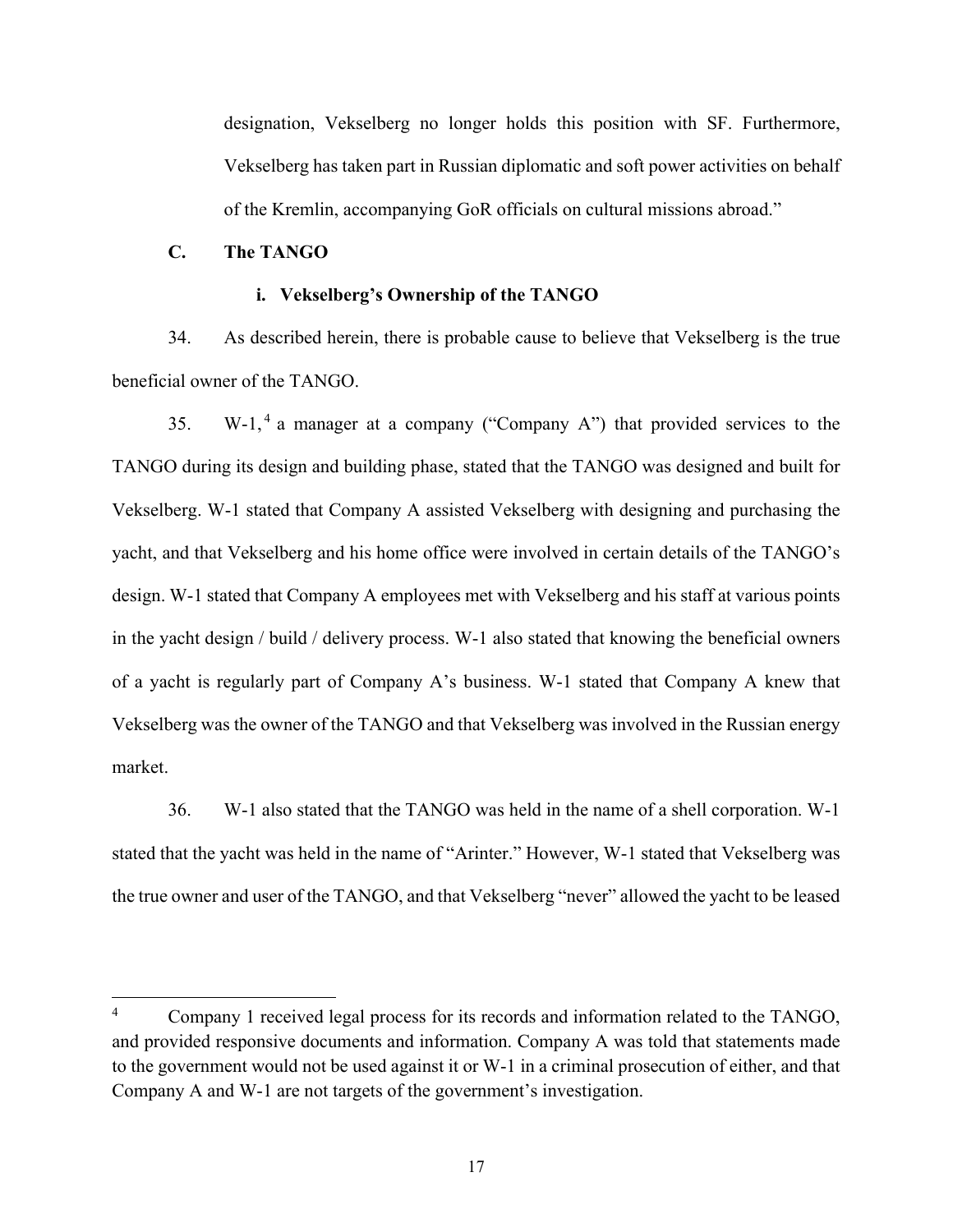designation, Vekselberg no longer holds this position with SF. Furthermore, Vekselberg has taken part in Russian diplomatic and soft power activities on behalf of the Kremlin, accompanying GoR officials on cultural missions abroad."

### C. The TANGO

#### i. Vekselberg's Ownership of the TANGO

34. As described herein, there is probable cause to believe that Vekselberg is the true beneficial owner of the TANGO.

35. W-1,[4] a manager at a company ("Company A") that provided services to the TANGO during its design and building phase, stated that the TANGO was designed and built for Vekselberg. W-1 stated that Company A assisted Vekselberg with designing and purchasing the yacht, and that Vekselberg and his home office were involved in certain details of the TANGO's design. W-1 stated that Company A employees met with Vekselberg and his staff at various points in the yacht design / build / delivery process. W-1 also stated that knowing the beneficial owners of a yacht is regularly part of Company A's business. W-1 stated that Company A knew that Vekselberg was the owner of the TANGO and that Vekselberg was involved in the Russian energy market.

36. W-1 also stated that the TANGO was held in the name of a shell corporation. W-1 stated that the yacht was held in the name of "Arinter." However, W-1 stated that Vekselberg was the true owner and user of the TANGO, and that Vekselberg "never" allowed the yacht to be leased

---

[4] Company 1 received legal process for its records and information related to the TANGO, and provided responsive documents and information. Company A was told that statements made to the government would not be used against it or W-1 in a criminal prosecution of either, and that Company A and W-1 are not targets of the government's investigation.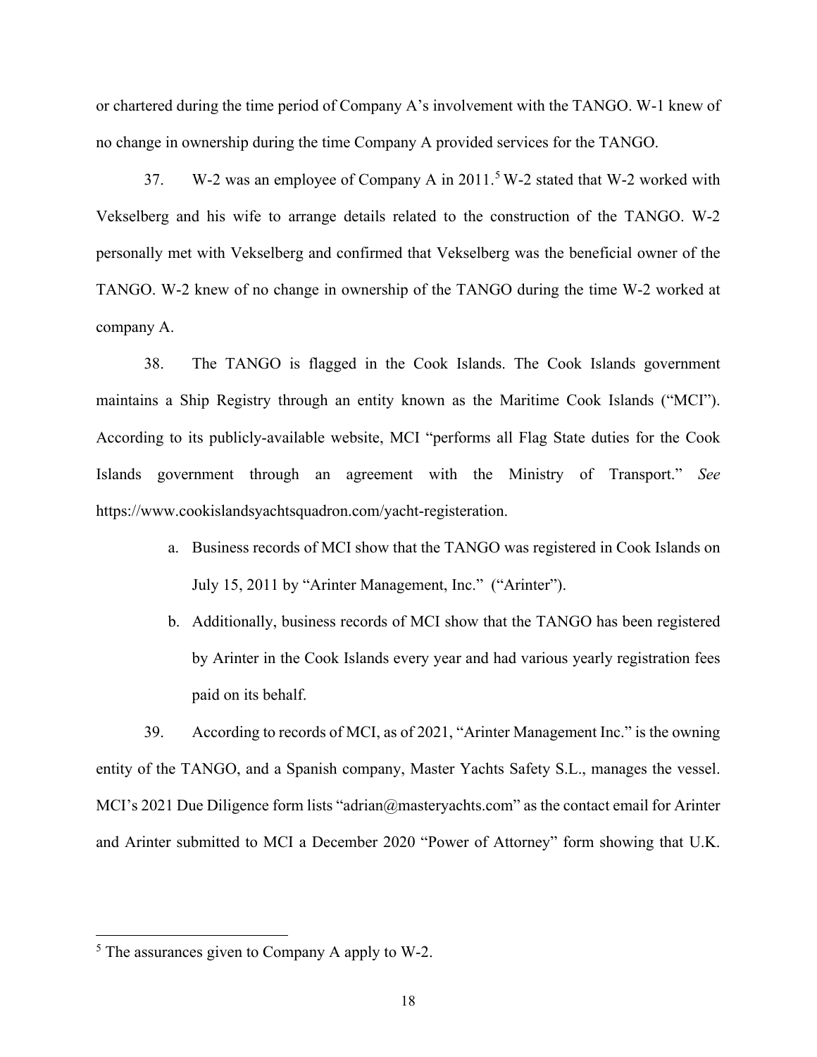or chartered during the time period of Company A's involvement with the TANGO. W-1 knew of no change in ownership during the time Company A provided services for the TANGO.

37. W-2 was an employee of Company A in 2011.[5] W-2 stated that W-2 worked with Vekselberg and his wife to arrange details related to the construction of the TANGO. W-2 personally met with Vekselberg and confirmed that Vekselberg was the beneficial owner of the TANGO. W-2 knew of no change in ownership of the TANGO during the time W-2 worked at company A.

38. The TANGO is flagged in the Cook Islands. The Cook Islands government maintains a Ship Registry through an entity known as the Maritime Cook Islands ("MCI"). According to its publicly-available website, MCI "performs all Flag State duties for the Cook Islands government through an agreement with the Ministry of Transport." *See* https://www.cookislandsyachtsquadron.com/yacht-registeration.

a. Business records of MCI show that the TANGO was registered in Cook Islands on July 15, 2011 by "Arinter Management, Inc." ("Arinter").

b. Additionally, business records of MCI show that the TANGO has been registered by Arinter in the Cook Islands every year and had various yearly registration fees paid on its behalf.

39. According to records of MCI, as of 2021, "Arinter Management Inc." is the owning entity of the TANGO, and a Spanish company, Master Yachts Safety S.L., manages the vessel. MCI's 2021 Due Diligence form lists "adrian@masteryachts.com" as the contact email for Arinter and Arinter submitted to MCI a December 2020 "Power of Attorney" form showing that U.K.

---

[5] The assurances given to Company A apply to W-2.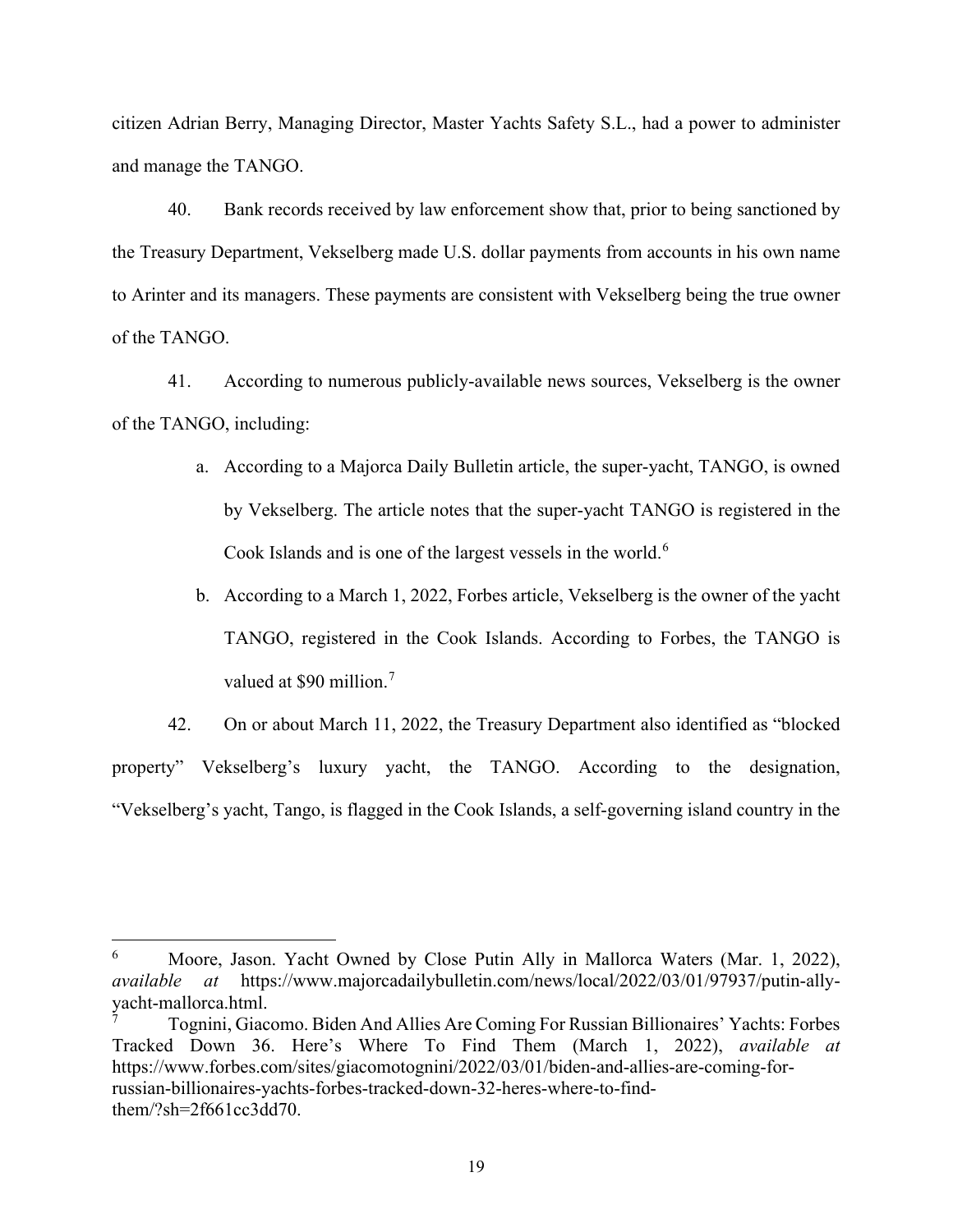citizen Adrian Berry, Managing Director, Master Yachts Safety S.L., had a power to administer and manage the TANGO.

40. Bank records received by law enforcement show that, prior to being sanctioned by the Treasury Department, Vekselberg made U.S. dollar payments from accounts in his own name to Arinter and its managers. These payments are consistent with Vekselberg being the true owner of the TANGO.

41. According to numerous publicly-available news sources, Vekselberg is the owner of the TANGO, including:

a. According to a Majorca Daily Bulletin article, the super-yacht, TANGO, is owned by Vekselberg. The article notes that the super-yacht TANGO is registered in the Cook Islands and is one of the largest vessels in the world.[6]

b. According to a March 1, 2022, Forbes article, Vekselberg is the owner of the yacht TANGO, registered in the Cook Islands. According to Forbes, the TANGO is valued at $90 million.[7]

42. On or about March 11, 2022, the Treasury Department also identified as "blocked property" Vekselberg's luxury yacht, the TANGO. According to the designation, "Vekselberg's yacht, Tango, is flagged in the Cook Islands, a self-governing island country in the

---

[6] Moore, Jason. Yacht Owned by Close Putin Ally in Mallorca Waters (Mar. 1, 2022), *available at* https://www.majorcadailybulletin.com/news/local/2022/03/01/97937/putin-ally-yacht-mallorca.html.

[7] Tognini, Giacomo. Biden And Allies Are Coming For Russian Billionaires' Yachts: Forbes Tracked Down 36. Here's Where To Find Them (March 1, 2022), *available at* https://www.forbes.com/sites/giacomotognini/2022/03/01/biden-and-allies-are-coming-for-russian-billionaires-yachts-forbes-tracked-down-32-heres-where-to-find-them/?sh=2f661cc3dd70.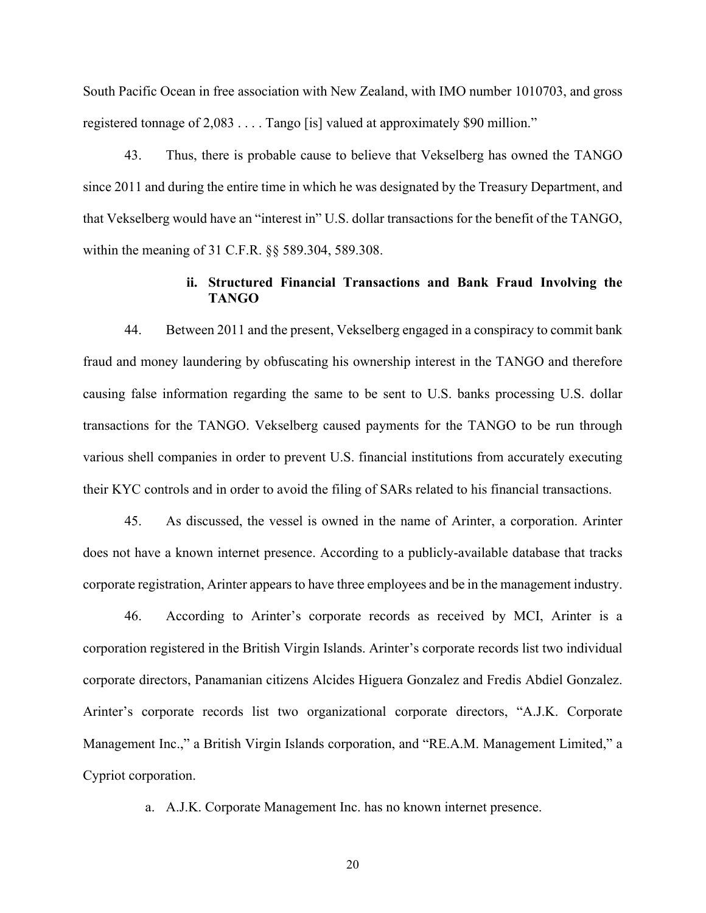South Pacific Ocean in free association with New Zealand, with IMO number 1010703, and gross registered tonnage of 2,083 . . . . Tango [is] valued at approximately $90 million."

43. Thus, there is probable cause to believe that Vekselberg has owned the TANGO since 2011 and during the entire time in which he was designated by the Treasury Department, and that Vekselberg would have an "interest in" U.S. dollar transactions for the benefit of the TANGO, within the meaning of 31 C.F.R. §§ 589.304, 589.308.

### ii. Structured Financial Transactions and Bank Fraud Involving the TANGO

44. Between 2011 and the present, Vekselberg engaged in a conspiracy to commit bank fraud and money laundering by obfuscating his ownership interest in the TANGO and therefore causing false information regarding the same to be sent to U.S. banks processing U.S. dollar transactions for the TANGO. Vekselberg caused payments for the TANGO to be run through various shell companies in order to prevent U.S. financial institutions from accurately executing their KYC controls and in order to avoid the filing of SARs related to his financial transactions.

45. As discussed, the vessel is owned in the name of Arinter, a corporation. Arinter does not have a known internet presence. According to a publicly-available database that tracks corporate registration, Arinter appears to have three employees and be in the management industry.

46. According to Arinter's corporate records as received by MCI, Arinter is a corporation registered in the British Virgin Islands. Arinter's corporate records list two individual corporate directors, Panamanian citizens Alcides Higuera Gonzalez and Fredis Abdiel Gonzalez. Arinter's corporate records list two organizational corporate directors, "A.J.K. Corporate Management Inc.," a British Virgin Islands corporation, and "RE.A.M. Management Limited," a Cypriot corporation.

a. A.J.K. Corporate Management Inc. has no known internet presence.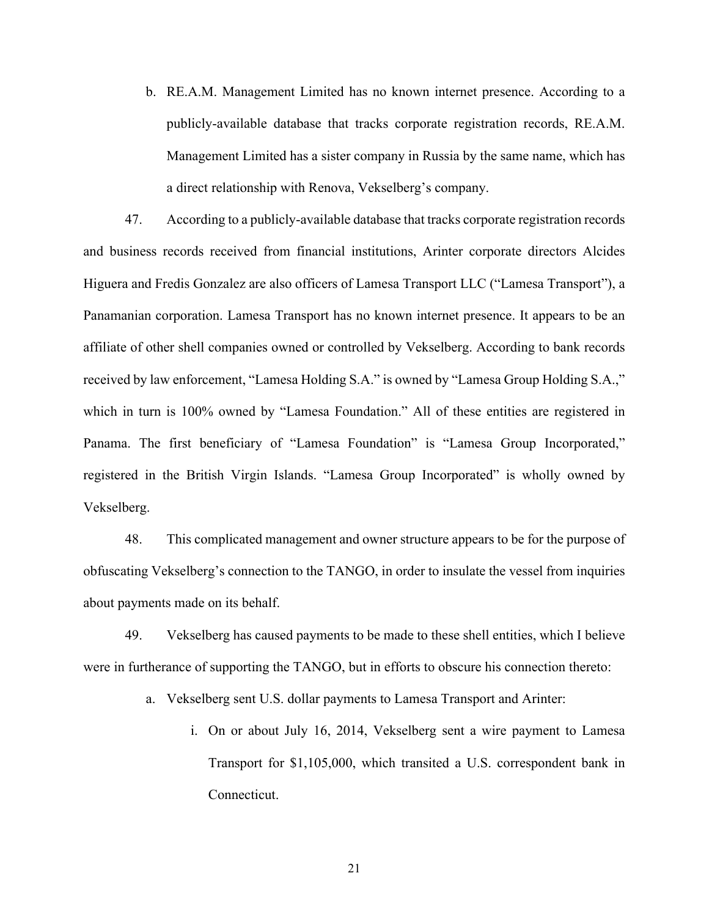b. RE.A.M. Management Limited has no known internet presence. According to a publicly-available database that tracks corporate registration records, RE.A.M. Management Limited has a sister company in Russia by the same name, which has a direct relationship with Renova, Vekselberg's company.

47. According to a publicly-available database that tracks corporate registration records and business records received from financial institutions, Arinter corporate directors Alcides Higuera and Fredis Gonzalez are also officers of Lamesa Transport LLC ("Lamesa Transport"), a Panamanian corporation. Lamesa Transport has no known internet presence. It appears to be an affiliate of other shell companies owned or controlled by Vekselberg. According to bank records received by law enforcement, "Lamesa Holding S.A." is owned by "Lamesa Group Holding S.A.," which in turn is 100% owned by "Lamesa Foundation." All of these entities are registered in Panama. The first beneficiary of "Lamesa Foundation" is "Lamesa Group Incorporated," registered in the British Virgin Islands. "Lamesa Group Incorporated" is wholly owned by Vekselberg.

48. This complicated management and owner structure appears to be for the purpose of obfuscating Vekselberg's connection to the TANGO, in order to insulate the vessel from inquiries about payments made on its behalf.

49. Vekselberg has caused payments to be made to these shell entities, which I believe were in furtherance of supporting the TANGO, but in efforts to obscure his connection thereto:

a. Vekselberg sent U.S. dollar payments to Lamesa Transport and Arinter:

i. On or about July 16, 2014, Vekselberg sent a wire payment to Lamesa Transport for $1,105,000, which transited a U.S. correspondent bank in Connecticut.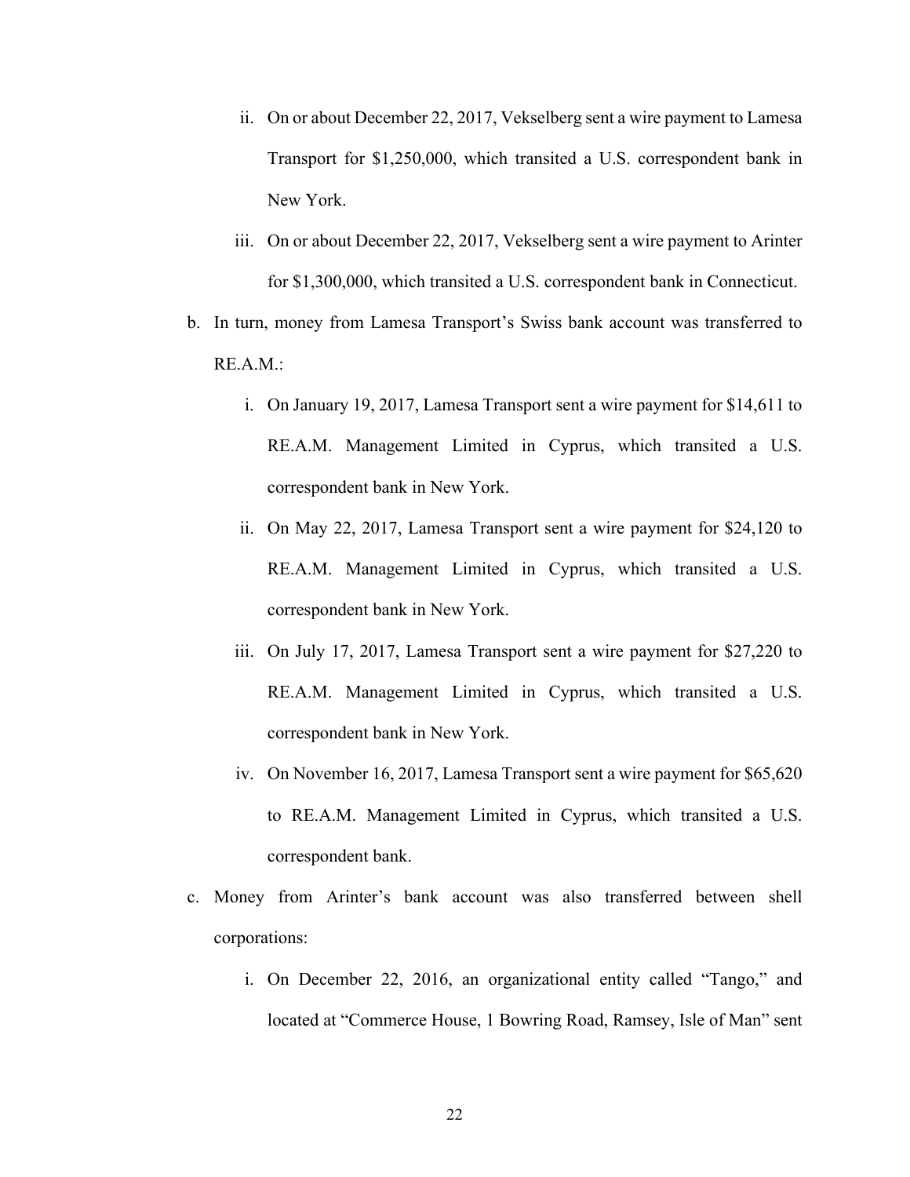ii. On or about December 22, 2017, Vekselberg sent a wire payment to Lamesa Transport for $1,250,000, which transited a U.S. correspondent bank in New York.

    iii. On or about December 22, 2017, Vekselberg sent a wire payment to Arinter for $1,300,000, which transited a U.S. correspondent bank in Connecticut.

b. In turn, money from Lamesa Transport's Swiss bank account was transferred to RE.A.M.:

    i. On January 19, 2017, Lamesa Transport sent a wire payment for $14,611 to RE.A.M. Management Limited in Cyprus, which transited a U.S. correspondent bank in New York.

    ii. On May 22, 2017, Lamesa Transport sent a wire payment for $24,120 to RE.A.M. Management Limited in Cyprus, which transited a U.S. correspondent bank in New York.

    iii. On July 17, 2017, Lamesa Transport sent a wire payment for $27,220 to RE.A.M. Management Limited in Cyprus, which transited a U.S. correspondent bank in New York.

    iv. On November 16, 2017, Lamesa Transport sent a wire payment for $65,620 to RE.A.M. Management Limited in Cyprus, which transited a U.S. correspondent bank.

c. Money from Arinter's bank account was also transferred between shell corporations:

    i. On December 22, 2016, an organizational entity called "Tango," and located at "Commerce House, 1 Bowring Road, Ramsey, Isle of Man" sent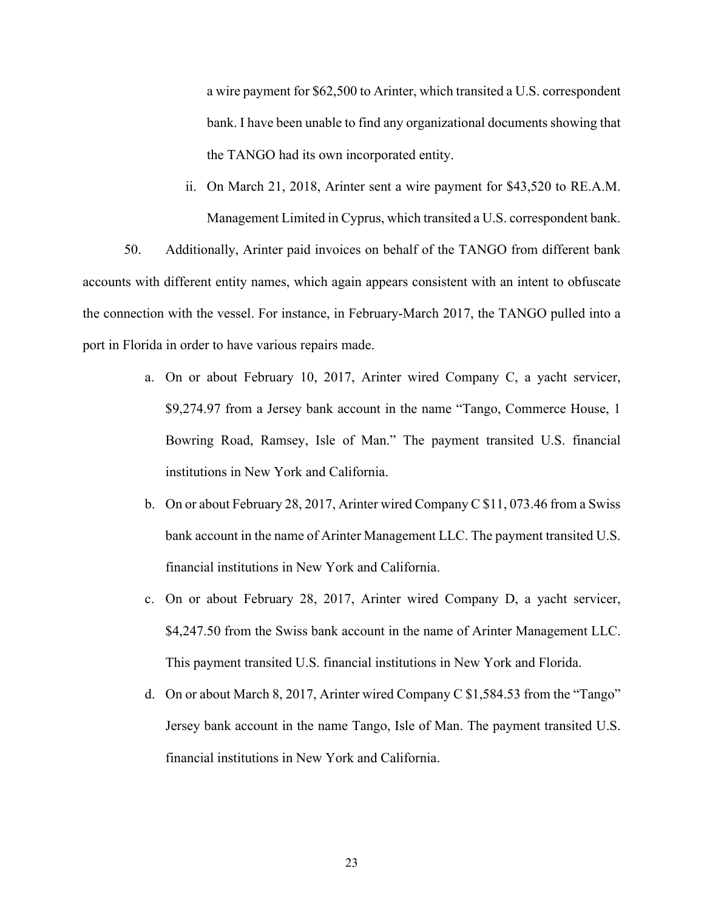a wire payment for $62,500 to Arinter, which transited a U.S. correspondent bank. I have been unable to find any organizational documents showing that the TANGO had its own incorporated entity.

ii. On March 21, 2018, Arinter sent a wire payment for $43,520 to RE.A.M. Management Limited in Cyprus, which transited a U.S. correspondent bank.

50. Additionally, Arinter paid invoices on behalf of the TANGO from different bank accounts with different entity names, which again appears consistent with an intent to obfuscate the connection with the vessel. For instance, in February-March 2017, the TANGO pulled into a port in Florida in order to have various repairs made.

a. On or about February 10, 2017, Arinter wired Company C, a yacht servicer, $9,274.97 from a Jersey bank account in the name "Tango, Commerce House, 1 Bowring Road, Ramsey, Isle of Man." The payment transited U.S. financial institutions in New York and California.

b. On or about February 28, 2017, Arinter wired Company C $11, 073.46 from a Swiss bank account in the name of Arinter Management LLC. The payment transited U.S. financial institutions in New York and California.

c. On or about February 28, 2017, Arinter wired Company D, a yacht servicer, $4,247.50 from the Swiss bank account in the name of Arinter Management LLC. This payment transited U.S. financial institutions in New York and Florida.

d. On or about March 8, 2017, Arinter wired Company C $1,584.53 from the "Tango" Jersey bank account in the name Tango, Isle of Man. The payment transited U.S. financial institutions in New York and California.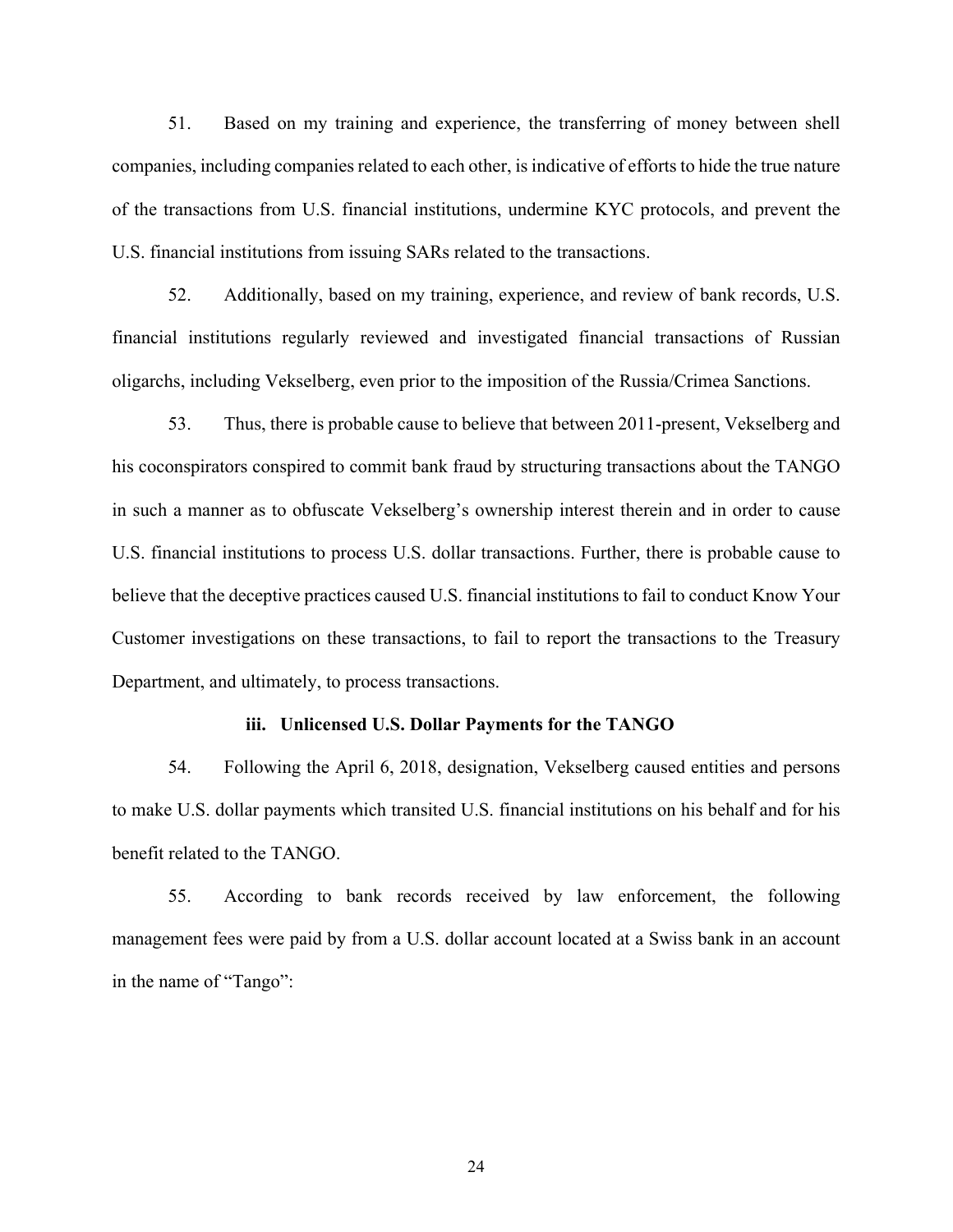51. Based on my training and experience, the transferring of money between shell companies, including companies related to each other, is indicative of efforts to hide the true nature of the transactions from U.S. financial institutions, undermine KYC protocols, and prevent the U.S. financial institutions from issuing SARs related to the transactions.

52. Additionally, based on my training, experience, and review of bank records, U.S. financial institutions regularly reviewed and investigated financial transactions of Russian oligarchs, including Vekselberg, even prior to the imposition of the Russia/Crimea Sanctions.

53. Thus, there is probable cause to believe that between 2011-present, Vekselberg and his coconspirators conspired to commit bank fraud by structuring transactions about the TANGO in such a manner as to obfuscate Vekselberg's ownership interest therein and in order to cause U.S. financial institutions to process U.S. dollar transactions. Further, there is probable cause to believe that the deceptive practices caused U.S. financial institutions to fail to conduct Know Your Customer investigations on these transactions, to fail to report the transactions to the Treasury Department, and ultimately, to process transactions.

**iii. Unlicensed U.S. Dollar Payments for the TANGO**

54. Following the April 6, 2018, designation, Vekselberg caused entities and persons to make U.S. dollar payments which transited U.S. financial institutions on his behalf and for his benefit related to the TANGO.

55. According to bank records received by law enforcement, the following management fees were paid by from a U.S. dollar account located at a Swiss bank in an account in the name of "Tango":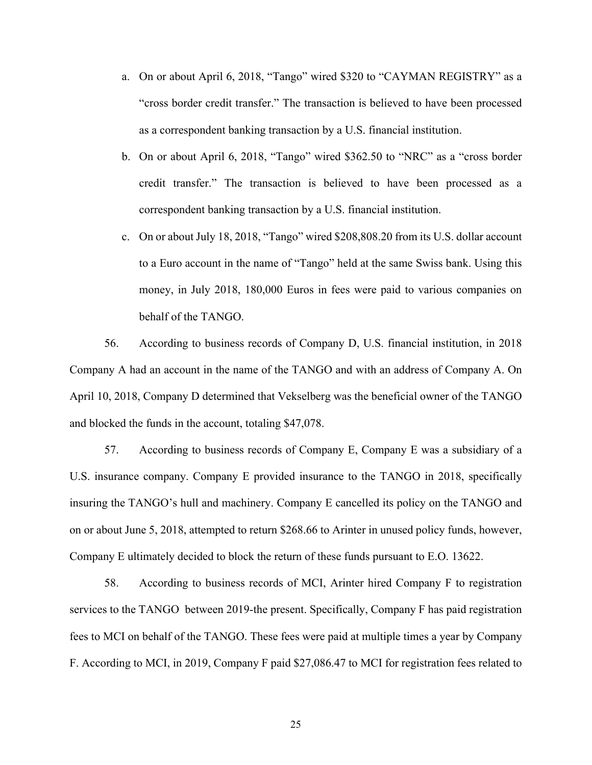a. On or about April 6, 2018, "Tango" wired $320 to "CAYMAN REGISTRY" as a "cross border credit transfer." The transaction is believed to have been processed as a correspondent banking transaction by a U.S. financial institution.

b. On or about April 6, 2018, "Tango" wired $362.50 to "NRC" as a "cross border credit transfer." The transaction is believed to have been processed as a correspondent banking transaction by a U.S. financial institution.

c. On or about July 18, 2018, "Tango" wired $208,808.20 from its U.S. dollar account to a Euro account in the name of "Tango" held at the same Swiss bank. Using this money, in July 2018, 180,000 Euros in fees were paid to various companies on behalf of the TANGO.

56. According to business records of Company D, U.S. financial institution, in 2018 Company A had an account in the name of the TANGO and with an address of Company A. On April 10, 2018, Company D determined that Vekselberg was the beneficial owner of the TANGO and blocked the funds in the account, totaling $47,078.

57. According to business records of Company E, Company E was a subsidiary of a U.S. insurance company. Company E provided insurance to the TANGO in 2018, specifically insuring the TANGO's hull and machinery. Company E cancelled its policy on the TANGO and on or about June 5, 2018, attempted to return $268.66 to Arinter in unused policy funds, however, Company E ultimately decided to block the return of these funds pursuant to E.O. 13622.

58. According to business records of MCI, Arinter hired Company F to registration services to the TANGO between 2019-the present. Specifically, Company F has paid registration fees to MCI on behalf of the TANGO. These fees were paid at multiple times a year by Company F. According to MCI, in 2019, Company F paid $27,086.47 to MCI for registration fees related to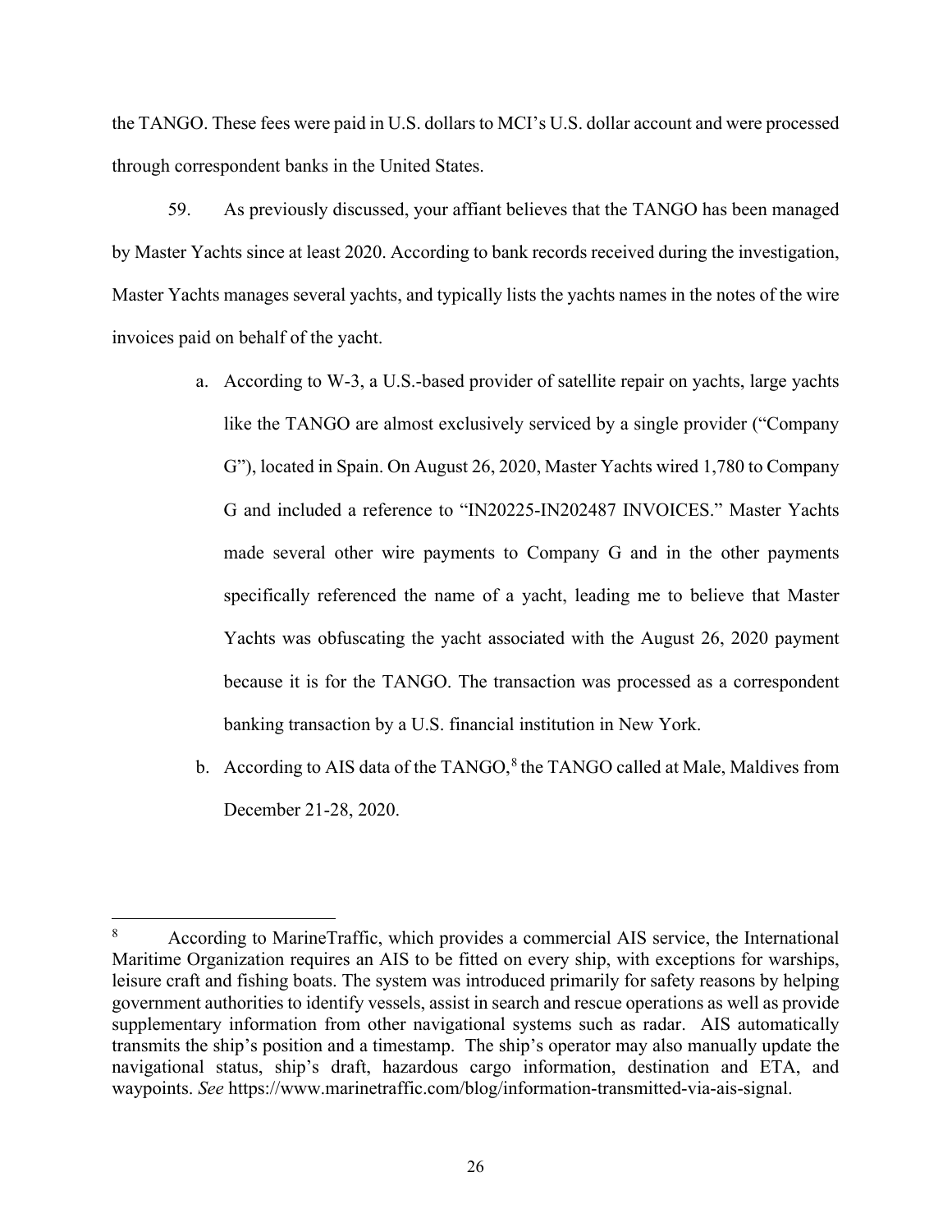the TANGO. These fees were paid in U.S. dollars to MCI's U.S. dollar account and were processed through correspondent banks in the United States.

59. As previously discussed, your affiant believes that the TANGO has been managed by Master Yachts since at least 2020. According to bank records received during the investigation, Master Yachts manages several yachts, and typically lists the yachts names in the notes of the wire invoices paid on behalf of the yacht.

a. According to W-3, a U.S.-based provider of satellite repair on yachts, large yachts like the TANGO are almost exclusively serviced by a single provider ("Company G"), located in Spain. On August 26, 2020, Master Yachts wired 1,780 to Company G and included a reference to "IN20225-IN202487 INVOICES." Master Yachts made several other wire payments to Company G and in the other payments specifically referenced the name of a yacht, leading me to believe that Master Yachts was obfuscating the yacht associated with the August 26, 2020 payment because it is for the TANGO. The transaction was processed as a correspondent banking transaction by a U.S. financial institution in New York.

b. According to AIS data of the TANGO,[8] the TANGO called at Male, Maldives from December 21-28, 2020.

---

[8] According to MarineTraffic, which provides a commercial AIS service, the International Maritime Organization requires an AIS to be fitted on every ship, with exceptions for warships, leisure craft and fishing boats. The system was introduced primarily for safety reasons by helping government authorities to identify vessels, assist in search and rescue operations as well as provide supplementary information from other navigational systems such as radar. AIS automatically transmits the ship's position and a timestamp. The ship's operator may also manually update the navigational status, ship's draft, hazardous cargo information, destination and ETA, and waypoints. *See* https://www.marinetraffic.com/blog/information-transmitted-via-ais-signal.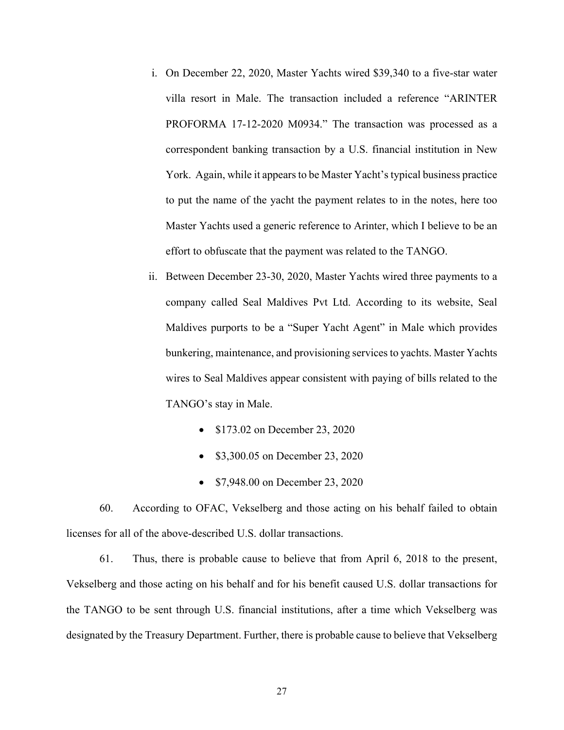i. On December 22, 2020, Master Yachts wired $39,340 to a five-star water villa resort in Male. The transaction included a reference "ARINTER PROFORMA 17-12-2020 M0934." The transaction was processed as a correspondent banking transaction by a U.S. financial institution in New York. Again, while it appears to be Master Yacht's typical business practice to put the name of the yacht the payment relates to in the notes, here too Master Yachts used a generic reference to Arinter, which I believe to be an effort to obfuscate that the payment was related to the TANGO.

ii. Between December 23-30, 2020, Master Yachts wired three payments to a company called Seal Maldives Pvt Ltd. According to its website, Seal Maldives purports to be a "Super Yacht Agent" in Male which provides bunkering, maintenance, and provisioning services to yachts. Master Yachts wires to Seal Maldives appear consistent with paying of bills related to the TANGO's stay in Male.

- $173.02 on December 23, 2020
- $3,300.05 on December 23, 2020
- $7,948.00 on December 23, 2020

60. According to OFAC, Vekselberg and those acting on his behalf failed to obtain licenses for all of the above-described U.S. dollar transactions.

61. Thus, there is probable cause to believe that from April 6, 2018 to the present, Vekselberg and those acting on his behalf and for his benefit caused U.S. dollar transactions for the TANGO to be sent through U.S. financial institutions, after a time which Vekselberg was designated by the Treasury Department. Further, there is probable cause to believe that Vekselberg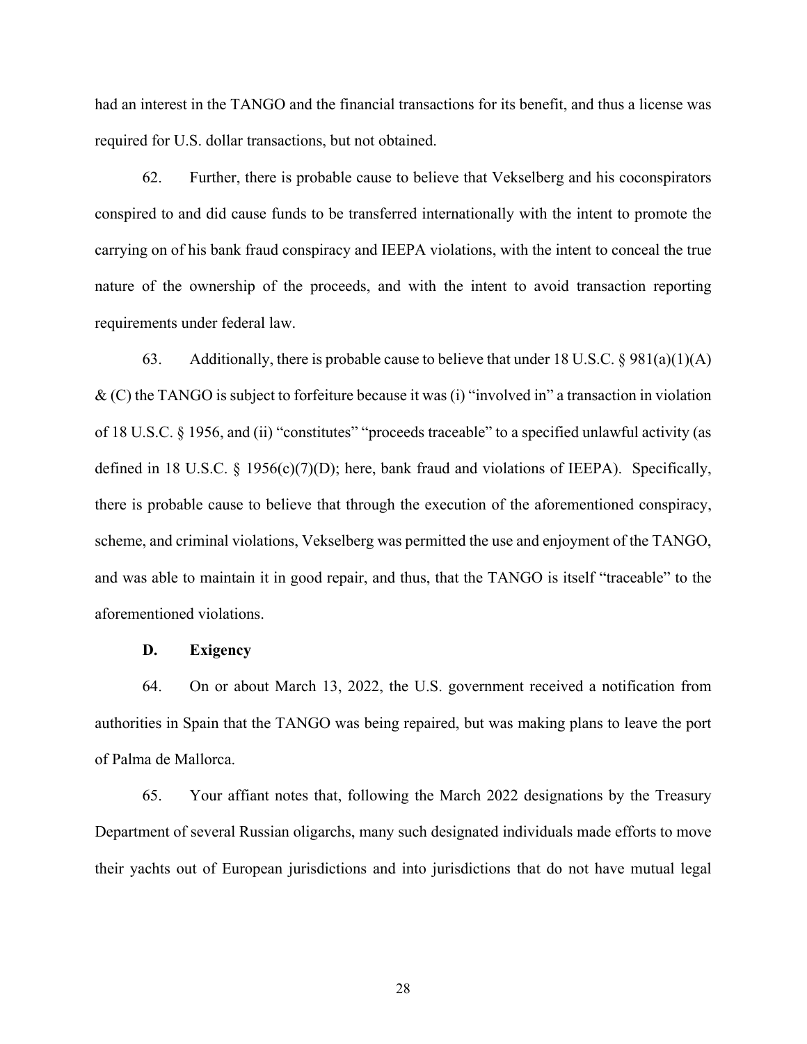had an interest in the TANGO and the financial transactions for its benefit, and thus a license was required for U.S. dollar transactions, but not obtained.

62. Further, there is probable cause to believe that Vekselberg and his coconspirators conspired to and did cause funds to be transferred internationally with the intent to promote the carrying on of his bank fraud conspiracy and IEEPA violations, with the intent to conceal the true nature of the ownership of the proceeds, and with the intent to avoid transaction reporting requirements under federal law.

63. Additionally, there is probable cause to believe that under 18 U.S.C. § 981(a)(1)(A) & (C) the TANGO is subject to forfeiture because it was (i) "involved in" a transaction in violation of 18 U.S.C. § 1956, and (ii) "constitutes" "proceeds traceable" to a specified unlawful activity (as defined in 18 U.S.C. § 1956(c)(7)(D); here, bank fraud and violations of IEEPA). Specifically, there is probable cause to believe that through the execution of the aforementioned conspiracy, scheme, and criminal violations, Vekselberg was permitted the use and enjoyment of the TANGO, and was able to maintain it in good repair, and thus, that the TANGO is itself "traceable" to the aforementioned violations.

**D. Exigency**

64. On or about March 13, 2022, the U.S. government received a notification from authorities in Spain that the TANGO was being repaired, but was making plans to leave the port of Palma de Mallorca.

65. Your affiant notes that, following the March 2022 designations by the Treasury Department of several Russian oligarchs, many such designated individuals made efforts to move their yachts out of European jurisdictions and into jurisdictions that do not have mutual legal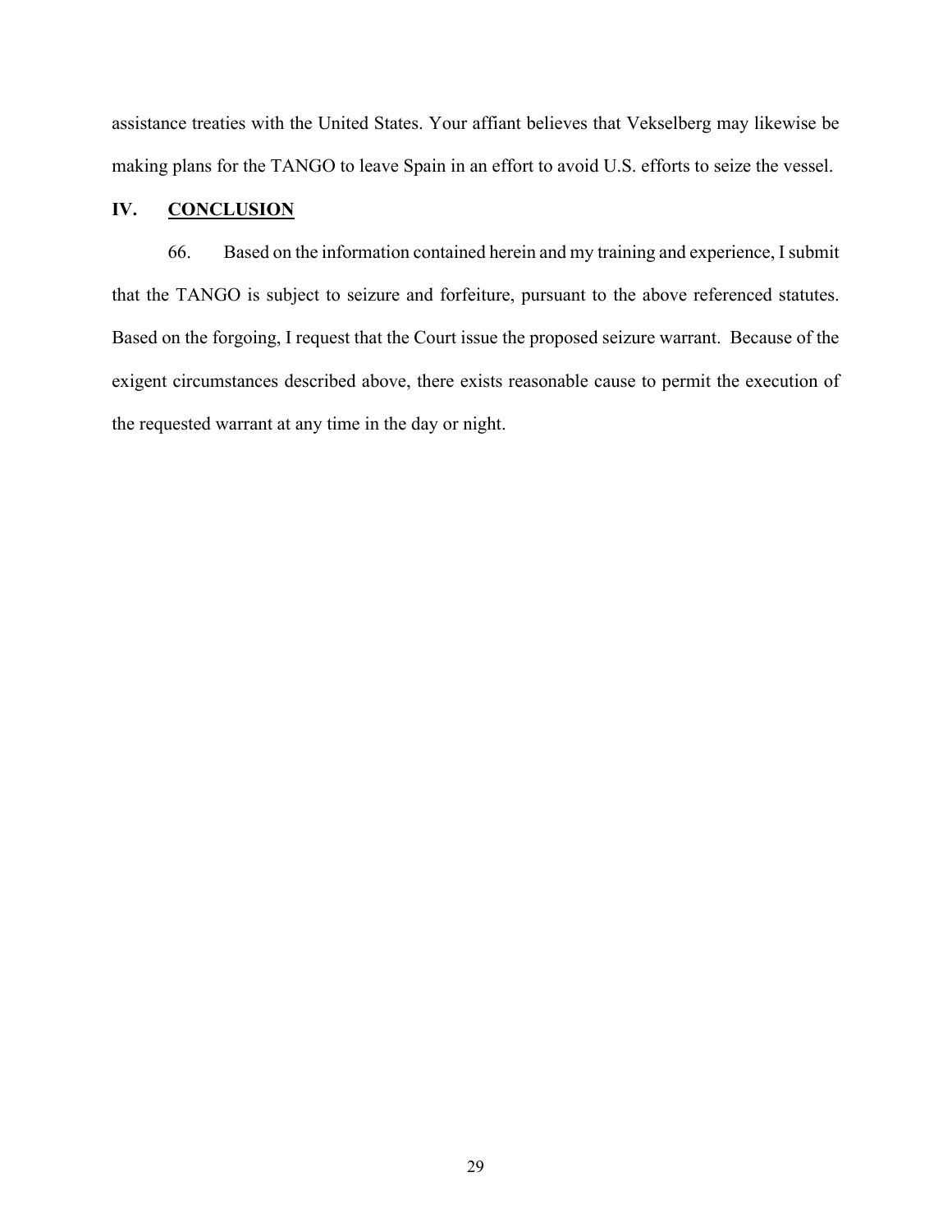assistance treaties with the United States. Your affiant believes that Vekselberg may likewise be making plans for the TANGO to leave Spain in an effort to avoid U.S. efforts to seize the vessel.

## IV. CONCLUSION

66. Based on the information contained herein and my training and experience, I submit that the TANGO is subject to seizure and forfeiture, pursuant to the above referenced statutes. Based on the forgoing, I request that the Court issue the proposed seizure warrant. Because of the exigent circumstances described above, there exists reasonable cause to permit the execution of the requested warrant at any time in the day or night.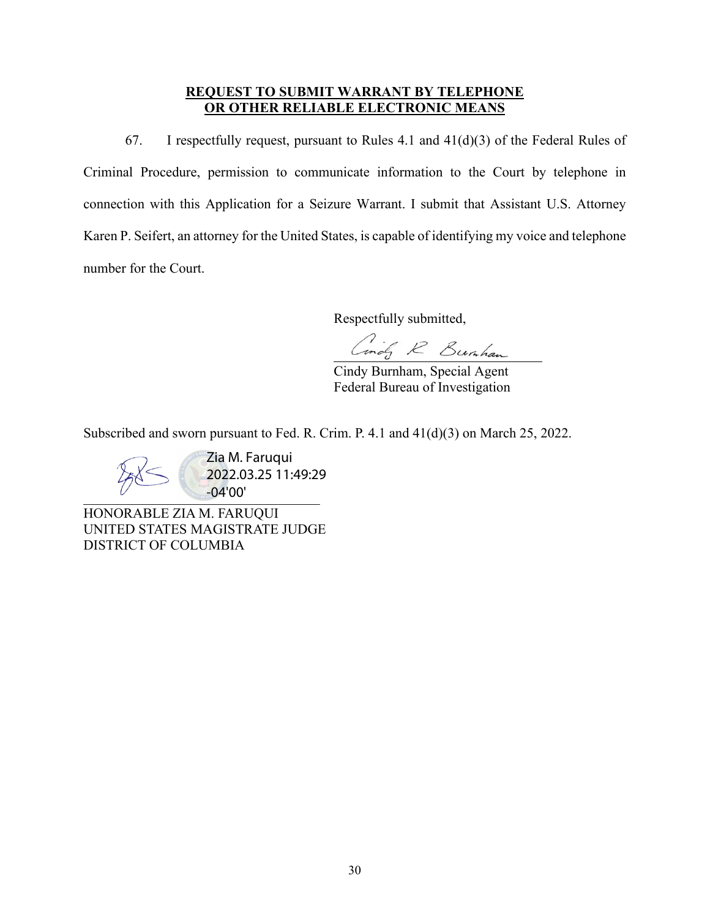**REQUEST TO SUBMIT WARRANT BY TELEPHONE OR OTHER RELIABLE ELECTRONIC MEANS**

67. I respectfully request, pursuant to Rules 4.1 and 41(d)(3) of the Federal Rules of Criminal Procedure, permission to communicate information to the Court by telephone in connection with this Application for a Seizure Warrant. I submit that Assistant U.S. Attorney Karen P. Seifert, an attorney for the United States, is capable of identifying my voice and telephone number for the Court.

Respectfully submitted,

Cindy R Burnham

Cindy Burnham, Special Agent
Federal Bureau of Investigation

Subscribed and sworn pursuant to Fed. R. Crim. P. 4.1 and 41(d)(3) on March 25, 2022.

Zia M. Faruqui
2022.03.25 11:49:29
-04'00'

HONORABLE ZIA M. FARUQUI
UNITED STATES MAGISTRATE JUDGE
DISTRICT OF COLUMBIA